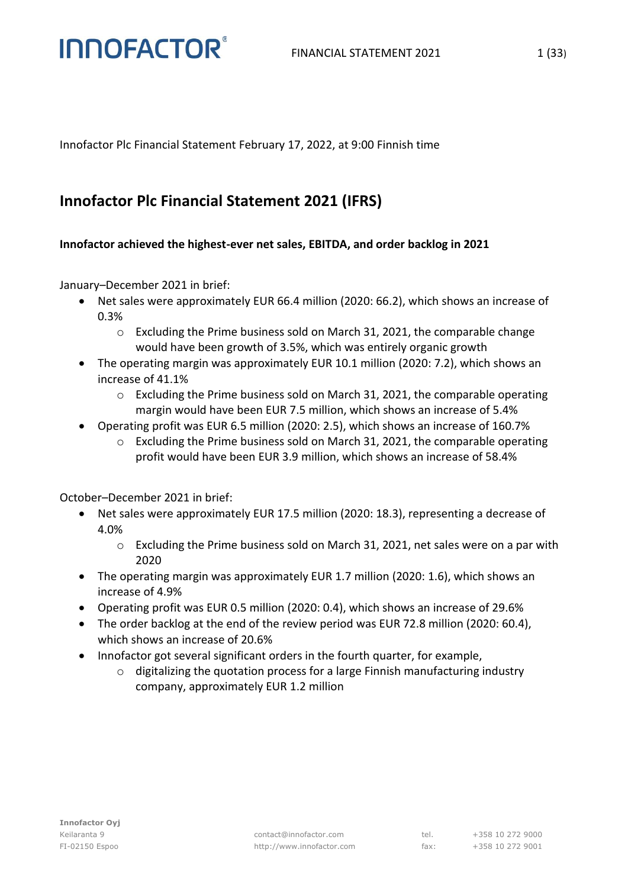Innofactor Plc Financial Statement February 17, 2022, at 9:00 Finnish time

# Innofactor Plc Financial Statement 2021 (IFRS)

**Innofactor achieved the highest-ever net sales, EBITDA, and order backlog in 2021**

January–December 2021 in brief:

- Net sales were approximately EUR 66.4 million (2020: 66.2), which shows an increase of 0.3%
  - Excluding the Prime business sold on March 31, 2021, the comparable change would have been growth of 3.5%, which was entirely organic growth
- The operating margin was approximately EUR 10.1 million (2020: 7.2), which shows an increase of 41.1%
  - Excluding the Prime business sold on March 31, 2021, the comparable operating margin would have been EUR 7.5 million, which shows an increase of 5.4%
- Operating profit was EUR 6.5 million (2020: 2.5), which shows an increase of 160.7%
  - Excluding the Prime business sold on March 31, 2021, the comparable operating profit would have been EUR 3.9 million, which shows an increase of 58.4%

October–December 2021 in brief:

- Net sales were approximately EUR 17.5 million (2020: 18.3), representing a decrease of 4.0%
  - Excluding the Prime business sold on March 31, 2021, net sales were on a par with 2020
- The operating margin was approximately EUR 1.7 million (2020: 1.6), which shows an increase of 4.9%
- Operating profit was EUR 0.5 million (2020: 0.4), which shows an increase of 29.6%
- The order backlog at the end of the review period was EUR 72.8 million (2020: 60.4), which shows an increase of 20.6%
- Innofactor got several significant orders in the fourth quarter, for example,
  - digitalizing the quotation process for a large Finnish manufacturing industry company, approximately EUR 1.2 million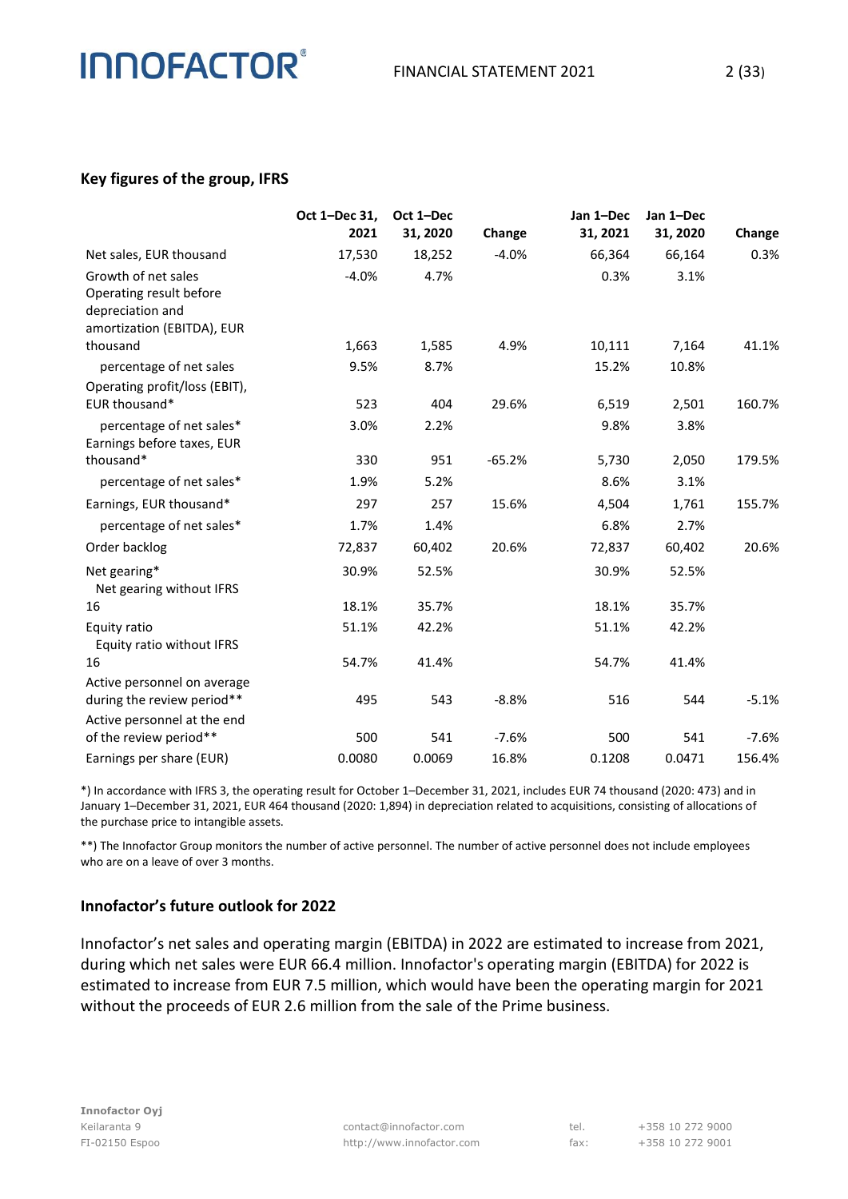## Key figures of the group, IFRS

| | Oct 1–Dec 31, 2021 | Oct 1–Dec 31, 2020 | Change | Jan 1–Dec 31, 2021 | Jan 1–Dec 31, 2020 | Change |
|---|---|---|---|---|---|---|
| Net sales, EUR thousand | 17,530 | 18,252 | -4.0% | 66,364 | 66,164 | 0.3% |
| Growth of net sales | -4.0% | 4.7% | | 0.3% | 3.1% | |
| Operating result before depreciation and amortization (EBITDA), EUR thousand | 1,663 | 1,585 | 4.9% | 10,111 | 7,164 | 41.1% |
| percentage of net sales | 9.5% | 8.7% | | 15.2% | 10.8% | |
| Operating profit/loss (EBIT), EUR thousand* | 523 | 404 | 29.6% | 6,519 | 2,501 | 160.7% |
| percentage of net sales* | 3.0% | 2.2% | | 9.8% | 3.8% | |
| Earnings before taxes, EUR thousand* | 330 | 951 | -65.2% | 5,730 | 2,050 | 179.5% |
| percentage of net sales* | 1.9% | 5.2% | | 8.6% | 3.1% | |
| Earnings, EUR thousand* | 297 | 257 | 15.6% | 4,504 | 1,761 | 155.7% |
| percentage of net sales* | 1.7% | 1.4% | | 6.8% | 2.7% | |
| Order backlog | 72,837 | 60,402 | 20.6% | 72,837 | 60,402 | 20.6% |
| Net gearing* | 30.9% | 52.5% | | 30.9% | 52.5% | |
| Net gearing without IFRS 16 | 18.1% | 35.7% | | 18.1% | 35.7% | |
| Equity ratio | 51.1% | 42.2% | | 51.1% | 42.2% | |
| Equity ratio without IFRS 16 | 54.7% | 41.4% | | 54.7% | 41.4% | |
| Active personnel on average during the review period** | 495 | 543 | -8.8% | 516 | 544 | -5.1% |
| Active personnel at the end of the review period** | 500 | 541 | -7.6% | 500 | 541 | -7.6% |
| Earnings per share (EUR) | 0.0080 | 0.0069 | 16.8% | 0.1208 | 0.0471 | 156.4% |

*) In accordance with IFRS 3, the operating result for October 1–December 31, 2021, includes EUR 74 thousand (2020: 473) and in January 1–December 31, 2021, EUR 464 thousand (2020: 1,894) in depreciation related to acquisitions, consisting of allocations of the purchase price to intangible assets.

**) The Innofactor Group monitors the number of active personnel. The number of active personnel does not include employees who are on a leave of over 3 months.

## Innofactor's future outlook for 2022

Innofactor's net sales and operating margin (EBITDA) in 2022 are estimated to increase from 2021, during which net sales were EUR 66.4 million. Innofactor's operating margin (EBITDA) for 2022 is estimated to increase from EUR 7.5 million, which would have been the operating margin for 2021 without the proceeds of EUR 2.6 million from the sale of the Prime business.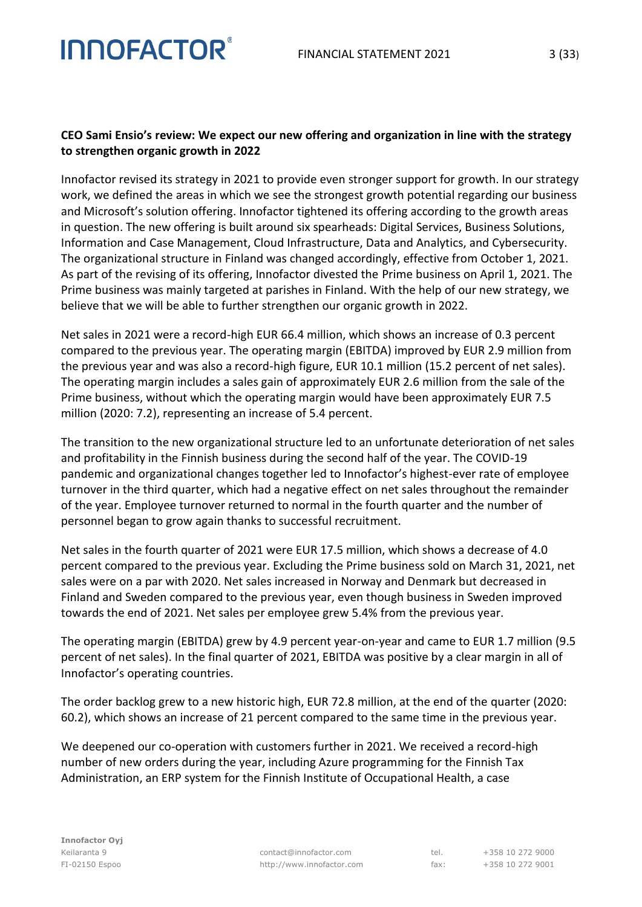**CEO Sami Ensio's review: We expect our new offering and organization in line with the strategy to strengthen organic growth in 2022**

Innofactor revised its strategy in 2021 to provide even stronger support for growth. In our strategy work, we defined the areas in which we see the strongest growth potential regarding our business and Microsoft's solution offering. Innofactor tightened its offering according to the growth areas in question. The new offering is built around six spearheads: Digital Services, Business Solutions, Information and Case Management, Cloud Infrastructure, Data and Analytics, and Cybersecurity. The organizational structure in Finland was changed accordingly, effective from October 1, 2021. As part of the revising of its offering, Innofactor divested the Prime business on April 1, 2021. The Prime business was mainly targeted at parishes in Finland. With the help of our new strategy, we believe that we will be able to further strengthen our organic growth in 2022.

Net sales in 2021 were a record-high EUR 66.4 million, which shows an increase of 0.3 percent compared to the previous year. The operating margin (EBITDA) improved by EUR 2.9 million from the previous year and was also a record-high figure, EUR 10.1 million (15.2 percent of net sales). The operating margin includes a sales gain of approximately EUR 2.6 million from the sale of the Prime business, without which the operating margin would have been approximately EUR 7.5 million (2020: 7.2), representing an increase of 5.4 percent.

The transition to the new organizational structure led to an unfortunate deterioration of net sales and profitability in the Finnish business during the second half of the year. The COVID-19 pandemic and organizational changes together led to Innofactor's highest-ever rate of employee turnover in the third quarter, which had a negative effect on net sales throughout the remainder of the year. Employee turnover returned to normal in the fourth quarter and the number of personnel began to grow again thanks to successful recruitment.

Net sales in the fourth quarter of 2021 were EUR 17.5 million, which shows a decrease of 4.0 percent compared to the previous year. Excluding the Prime business sold on March 31, 2021, net sales were on a par with 2020. Net sales increased in Norway and Denmark but decreased in Finland and Sweden compared to the previous year, even though business in Sweden improved towards the end of 2021. Net sales per employee grew 5.4% from the previous year.

The operating margin (EBITDA) grew by 4.9 percent year-on-year and came to EUR 1.7 million (9.5 percent of net sales). In the final quarter of 2021, EBITDA was positive by a clear margin in all of Innofactor's operating countries.

The order backlog grew to a new historic high, EUR 72.8 million, at the end of the quarter (2020: 60.2), which shows an increase of 21 percent compared to the same time in the previous year.

We deepened our co-operation with customers further in 2021. We received a record-high number of new orders during the year, including Azure programming for the Finnish Tax Administration, an ERP system for the Finnish Institute of Occupational Health, a case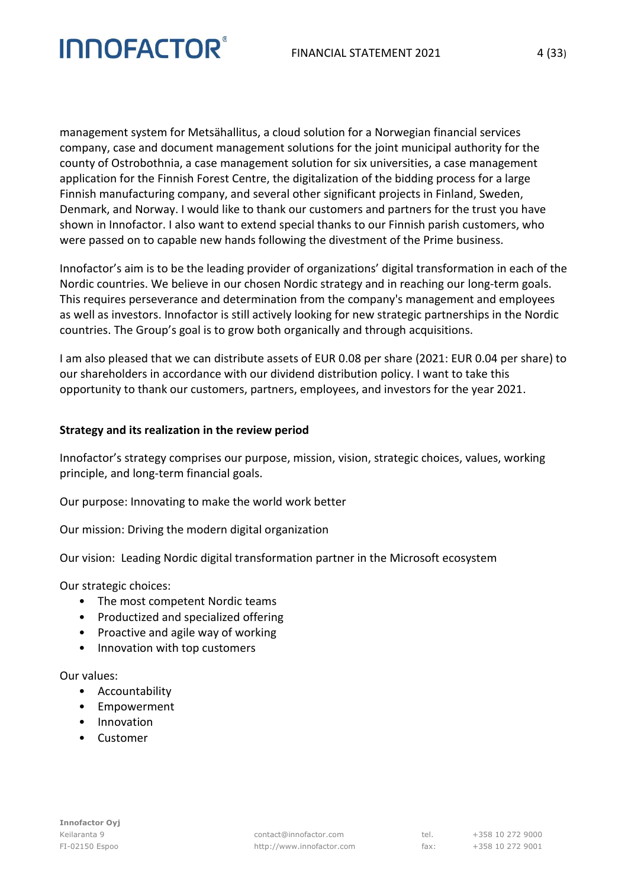management system for Metsähallitus, a cloud solution for a Norwegian financial services company, case and document management solutions for the joint municipal authority for the county of Ostrobothnia, a case management solution for six universities, a case management application for the Finnish Forest Centre, the digitalization of the bidding process for a large Finnish manufacturing company, and several other significant projects in Finland, Sweden, Denmark, and Norway. I would like to thank our customers and partners for the trust you have shown in Innofactor. I also want to extend special thanks to our Finnish parish customers, who were passed on to capable new hands following the divestment of the Prime business.

Innofactor's aim is to be the leading provider of organizations' digital transformation in each of the Nordic countries. We believe in our chosen Nordic strategy and in reaching our long-term goals. This requires perseverance and determination from the company's management and employees as well as investors. Innofactor is still actively looking for new strategic partnerships in the Nordic countries. The Group's goal is to grow both organically and through acquisitions.

I am also pleased that we can distribute assets of EUR 0.08 per share (2021: EUR 0.04 per share) to our shareholders in accordance with our dividend distribution policy. I want to take this opportunity to thank our customers, partners, employees, and investors for the year 2021.

## Strategy and its realization in the review period

Innofactor's strategy comprises our purpose, mission, vision, strategic choices, values, working principle, and long-term financial goals.

Our purpose: Innovating to make the world work better

Our mission: Driving the modern digital organization

Our vision: Leading Nordic digital transformation partner in the Microsoft ecosystem

Our strategic choices:

- The most competent Nordic teams
- Productized and specialized offering
- Proactive and agile way of working
- Innovation with top customers

Our values:

- Accountability
- Empowerment
- Innovation
- Customer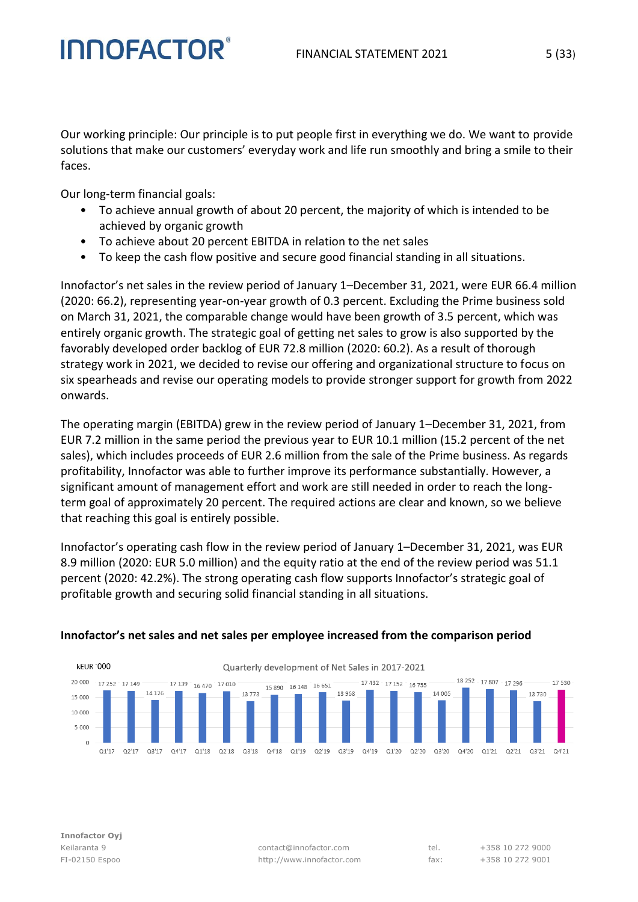Our working principle: Our principle is to put people first in everything we do. We want to provide solutions that make our customers' everyday work and life run smoothly and bring a smile to their faces.

Our long-term financial goals:

- To achieve annual growth of about 20 percent, the majority of which is intended to be achieved by organic growth
- To achieve about 20 percent EBITDA in relation to the net sales
- To keep the cash flow positive and secure good financial standing in all situations.

Innofactor's net sales in the review period of January 1–December 31, 2021, were EUR 66.4 million (2020: 66.2), representing year-on-year growth of 0.3 percent. Excluding the Prime business sold on March 31, 2021, the comparable change would have been growth of 3.5 percent, which was entirely organic growth. The strategic goal of getting net sales to grow is also supported by the favorably developed order backlog of EUR 72.8 million (2020: 60.2). As a result of thorough strategy work in 2021, we decided to revise our offering and organizational structure to focus on six spearheads and revise our operating models to provide stronger support for growth from 2022 onwards.

The operating margin (EBITDA) grew in the review period of January 1–December 31, 2021, from EUR 7.2 million in the same period the previous year to EUR 10.1 million (15.2 percent of the net sales), which includes proceeds of EUR 2.6 million from the sale of the Prime business. As regards profitability, Innofactor was able to further improve its performance substantially. However, a significant amount of management effort and work are still needed in order to reach the long-term goal of approximately 20 percent. The required actions are clear and known, so we believe that reaching this goal is entirely possible.

Innofactor's operating cash flow in the review period of January 1–December 31, 2021, was EUR 8.9 million (2020: EUR 5.0 million) and the equity ratio at the end of the review period was 51.1 percent (2020: 42.2%). The strong operating cash flow supports Innofactor's strategic goal of profitable growth and securing solid financial standing in all situations.

**Innofactor's net sales and net sales per employee increased from the comparison period**

Quarterly development of Net Sales in 2017-2021 (kEUR ´000)

| Quarter | Q1'17 | Q2'17 | Q3'17 | Q4'17 | Q1'18 | Q2'18 | Q3'18 | Q4'18 | Q1'19 | Q2'19 | Q3'19 | Q4'19 | Q1'20 | Q2'20 | Q3'20 | Q4'20 | Q1'21 | Q2'21 | Q3'21 | Q4'21 |
|---|---|---|---|---|---|---|---|---|---|---|---|---|---|---|---|---|---|---|---|---|
| Net sales | 17 252 | 17 149 | 14 126 | 17 139 | 16 470 | 17 010 | 13 773 | 15 890 | 16 148 | 16 651 | 13 968 | 17 432 | 17 152 | 16 755 | 14 005 | 18 252 | 17 807 | 17 296 | 13 730 | 17 530 |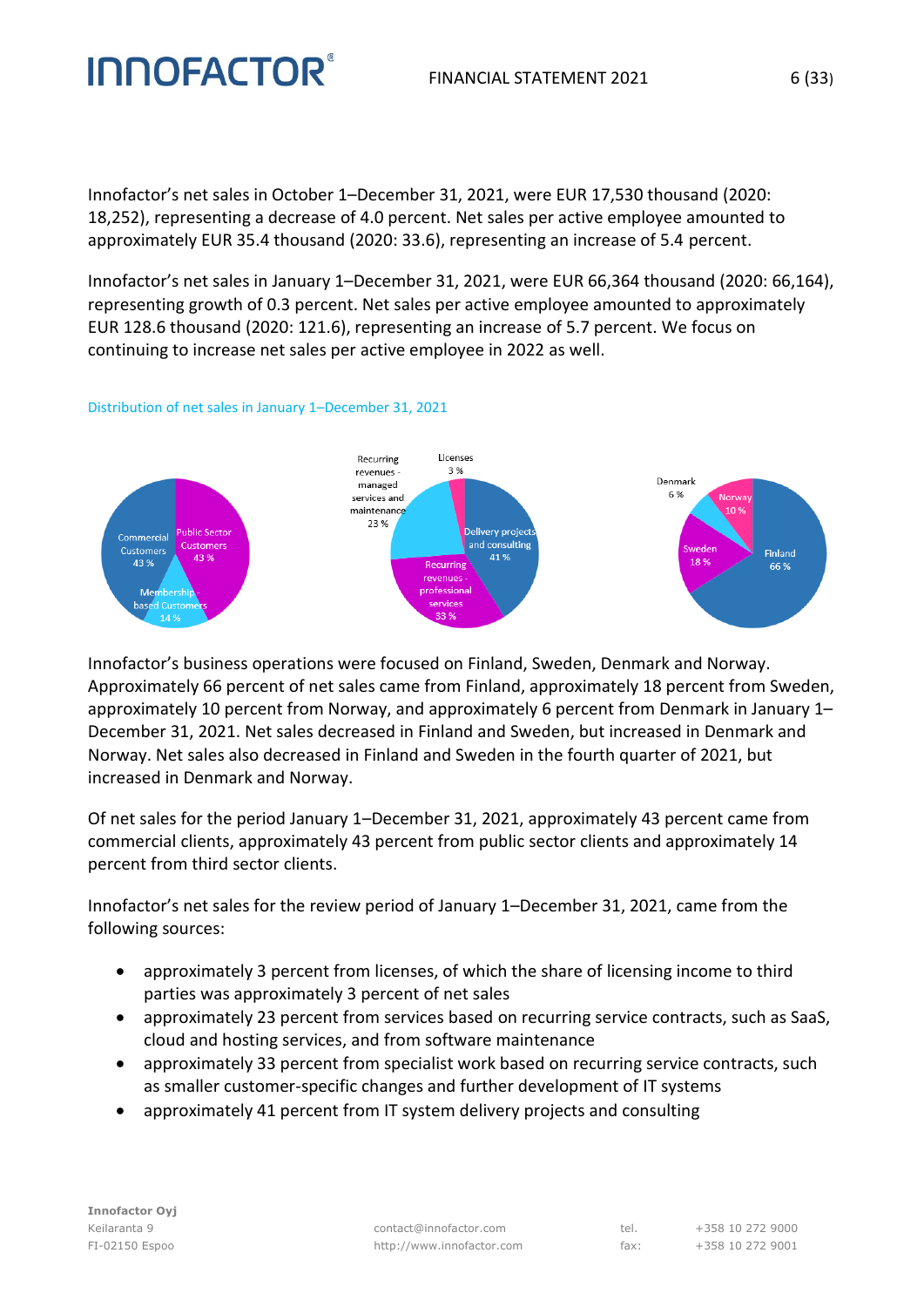Innofactor's net sales in October 1–December 31, 2021, were EUR 17,530 thousand (2020: 18,252), representing a decrease of 4.0 percent. Net sales per active employee amounted to approximately EUR 35.4 thousand (2020: 33.6), representing an increase of 5.4 percent.

Innofactor's net sales in January 1–December 31, 2021, were EUR 66,364 thousand (2020: 66,164), representing growth of 0.3 percent. Net sales per active employee amounted to approximately EUR 128.6 thousand (2020: 121.6), representing an increase of 5.7 percent. We focus on continuing to increase net sales per active employee in 2022 as well.

Distribution of net sales in January 1–December 31, 2021

Commercial Customers 43 %
Public Sector Customers 43 %
Membership-based Customers 14 %

Licenses 3 %
Delivery projects and consulting 41 %
Recurring revenues - professional services 33 %
Recurring revenues - managed services and maintenance 23 %

Finland 66 %
Sweden 18 %
Norway 10 %
Denmark 6 %

Innofactor's business operations were focused on Finland, Sweden, Denmark and Norway. Approximately 66 percent of net sales came from Finland, approximately 18 percent from Sweden, approximately 10 percent from Norway, and approximately 6 percent from Denmark in January 1–December 31, 2021. Net sales decreased in Finland and Sweden, but increased in Denmark and Norway. Net sales also decreased in Finland and Sweden in the fourth quarter of 2021, but increased in Denmark and Norway.

Of net sales for the period January 1–December 31, 2021, approximately 43 percent came from commercial clients, approximately 43 percent from public sector clients and approximately 14 percent from third sector clients.

Innofactor's net sales for the review period of January 1–December 31, 2021, came from the following sources:

- approximately 3 percent from licenses, of which the share of licensing income to third parties was approximately 3 percent of net sales
- approximately 23 percent from services based on recurring service contracts, such as SaaS, cloud and hosting services, and from software maintenance
- approximately 33 percent from specialist work based on recurring service contracts, such as smaller customer-specific changes and further development of IT systems
- approximately 41 percent from IT system delivery projects and consulting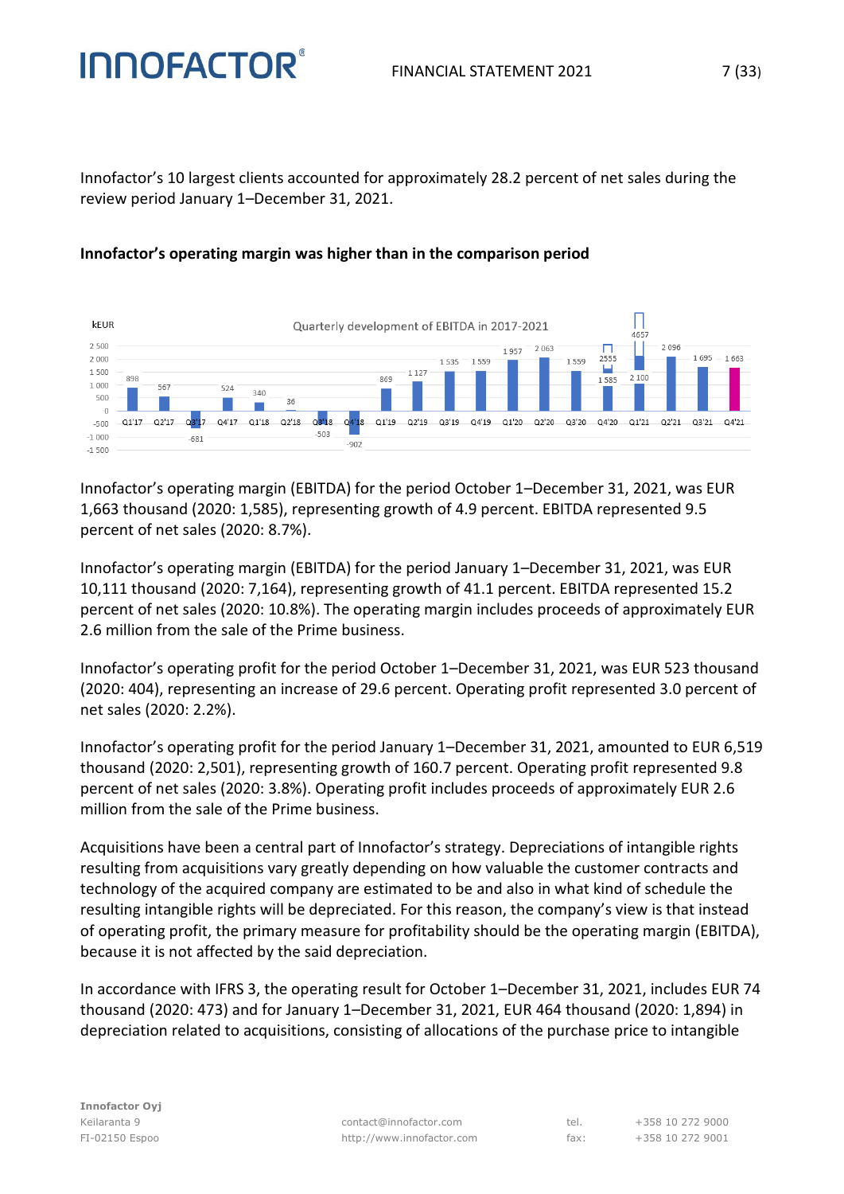Innofactor's 10 largest clients accounted for approximately 28.2 percent of net sales during the review period January 1–December 31, 2021.

**Innofactor's operating margin was higher than in the comparison period**

Quarterly development of EBITDA in 2017-2021

| kEUR | Q1'17 | Q2'17 | Q3'17 | Q4'17 | Q1'18 | Q2'18 | Q3'18 | Q4'18 | Q1'19 | Q2'19 | Q3'19 | Q4'19 | Q1'20 | Q2'20 | Q3'20 | Q4'20 | Q1'21 | Q2'21 | Q3'21 | Q4'21 |
|---|---|---|---|---|---|---|---|---|---|---|---|---|---|---|---|---|---|---|---|---|
| EBITDA | 898 | 567 | -681 | 524 | 340 | 36 | -503 | -902 | 869 | 1 127 | 1 535 | 1 559 | 1 957 | 2 063 | 1 559 | 1 585 (2555) | 2 100 (4657) | 2 096 | 1 695 | 1 663 |

Innofactor's operating margin (EBITDA) for the period October 1–December 31, 2021, was EUR 1,663 thousand (2020: 1,585), representing growth of 4.9 percent. EBITDA represented 9.5 percent of net sales (2020: 8.7%).

Innofactor's operating margin (EBITDA) for the period January 1–December 31, 2021, was EUR 10,111 thousand (2020: 7,164), representing growth of 41.1 percent. EBITDA represented 15.2 percent of net sales (2020: 10.8%). The operating margin includes proceeds of approximately EUR 2.6 million from the sale of the Prime business.

Innofactor's operating profit for the period October 1–December 31, 2021, was EUR 523 thousand (2020: 404), representing an increase of 29.6 percent. Operating profit represented 3.0 percent of net sales (2020: 2.2%).

Innofactor's operating profit for the period January 1–December 31, 2021, amounted to EUR 6,519 thousand (2020: 2,501), representing growth of 160.7 percent. Operating profit represented 9.8 percent of net sales (2020: 3.8%). Operating profit includes proceeds of approximately EUR 2.6 million from the sale of the Prime business.

Acquisitions have been a central part of Innofactor's strategy. Depreciations of intangible rights resulting from acquisitions vary greatly depending on how valuable the customer contracts and technology of the acquired company are estimated to be and also in what kind of schedule the resulting intangible rights will be depreciated. For this reason, the company's view is that instead of operating profit, the primary measure for profitability should be the operating margin (EBITDA), because it is not affected by the said depreciation.

In accordance with IFRS 3, the operating result for October 1–December 31, 2021, includes EUR 74 thousand (2020: 473) and for January 1–December 31, 2021, EUR 464 thousand (2020: 1,894) in depreciation related to acquisitions, consisting of allocations of the purchase price to intangible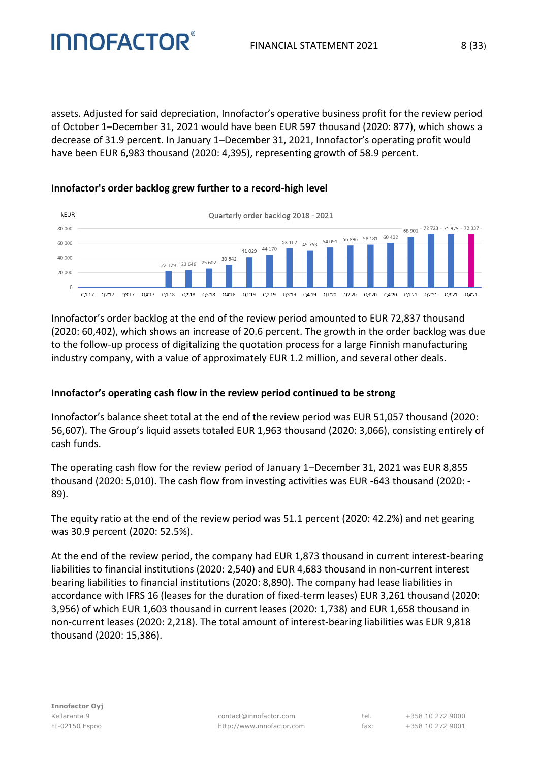assets. Adjusted for said depreciation, Innofactor's operative business profit for the review period of October 1–December 31, 2021 would have been EUR 597 thousand (2020: 877), which shows a decrease of 31.9 percent. In January 1–December 31, 2021, Innofactor's operating profit would have been EUR 6,983 thousand (2020: 4,395), representing growth of 58.9 percent.

### Innofactor's order backlog grew further to a record-high level

Quarterly order backlog 2018 - 2021 (kEUR)

| Quarter | kEUR |
| --- | --- |
| Q1'17 | |
| Q2'17 | |
| Q3'17 | |
| Q4'17 | |
| Q1'18 | 22 179 |
| Q2'18 | 23 646 |
| Q3'18 | 25 602 |
| Q4'18 | 30 642 |
| Q1'19 | 41 029 |
| Q2'19 | 44 170 |
| Q3'19 | 53 167 |
| Q4'19 | 49 753 |
| Q1'20 | 54 091 |
| Q2'20 | 56 896 |
| Q3'20 | 58 181 |
| Q4'20 | 60 402 |
| Q1'21 | 68 901 |
| Q2'21 | 72 723 |
| Q3'21 | 71 979 |
| Q4'21 | 72 837 |

Innofactor's order backlog at the end of the review period amounted to EUR 72,837 thousand (2020: 60,402), which shows an increase of 20.6 percent. The growth in the order backlog was due to the follow-up process of digitalizing the quotation process for a large Finnish manufacturing industry company, with a value of approximately EUR 1.2 million, and several other deals.

### Innofactor's operating cash flow in the review period continued to be strong

Innofactor's balance sheet total at the end of the review period was EUR 51,057 thousand (2020: 56,607). The Group's liquid assets totaled EUR 1,963 thousand (2020: 3,066), consisting entirely of cash funds.

The operating cash flow for the review period of January 1–December 31, 2021 was EUR 8,855 thousand (2020: 5,010). The cash flow from investing activities was EUR -643 thousand (2020: -89).

The equity ratio at the end of the review period was 51.1 percent (2020: 42.2%) and net gearing was 30.9 percent (2020: 52.5%).

At the end of the review period, the company had EUR 1,873 thousand in current interest-bearing liabilities to financial institutions (2020: 2,540) and EUR 4,683 thousand in non-current interest bearing liabilities to financial institutions (2020: 8,890). The company had lease liabilities in accordance with IFRS 16 (leases for the duration of fixed-term leases) EUR 3,261 thousand (2020: 3,956) of which EUR 1,603 thousand in current leases (2020: 1,738) and EUR 1,658 thousand in non-current leases (2020: 2,218). The total amount of interest-bearing liabilities was EUR 9,818 thousand (2020: 15,386).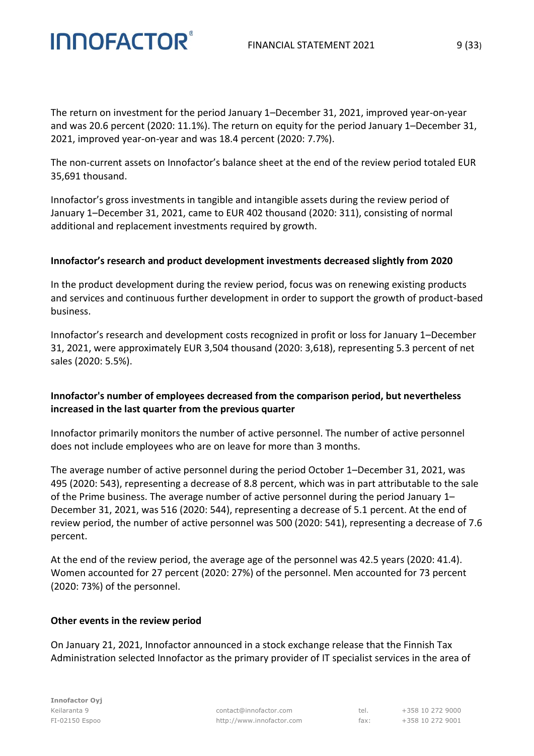The return on investment for the period January 1–December 31, 2021, improved year-on-year and was 20.6 percent (2020: 11.1%). The return on equity for the period January 1–December 31, 2021, improved year-on-year and was 18.4 percent (2020: 7.7%).

The non-current assets on Innofactor's balance sheet at the end of the review period totaled EUR 35,691 thousand.

Innofactor's gross investments in tangible and intangible assets during the review period of January 1–December 31, 2021, came to EUR 402 thousand (2020: 311), consisting of normal additional and replacement investments required by growth.

### Innofactor's research and product development investments decreased slightly from 2020

In the product development during the review period, focus was on renewing existing products and services and continuous further development in order to support the growth of product-based business.

Innofactor's research and development costs recognized in profit or loss for January 1–December 31, 2021, were approximately EUR 3,504 thousand (2020: 3,618), representing 5.3 percent of net sales (2020: 5.5%).

### Innofactor's number of employees decreased from the comparison period, but nevertheless increased in the last quarter from the previous quarter

Innofactor primarily monitors the number of active personnel. The number of active personnel does not include employees who are on leave for more than 3 months.

The average number of active personnel during the period October 1–December 31, 2021, was 495 (2020: 543), representing a decrease of 8.8 percent, which was in part attributable to the sale of the Prime business. The average number of active personnel during the period January 1–December 31, 2021, was 516 (2020: 544), representing a decrease of 5.1 percent. At the end of review period, the number of active personnel was 500 (2020: 541), representing a decrease of 7.6 percent.

At the end of the review period, the average age of the personnel was 42.5 years (2020: 41.4). Women accounted for 27 percent (2020: 27%) of the personnel. Men accounted for 73 percent (2020: 73%) of the personnel.

### Other events in the review period

On January 21, 2021, Innofactor announced in a stock exchange release that the Finnish Tax Administration selected Innofactor as the primary provider of IT specialist services in the area of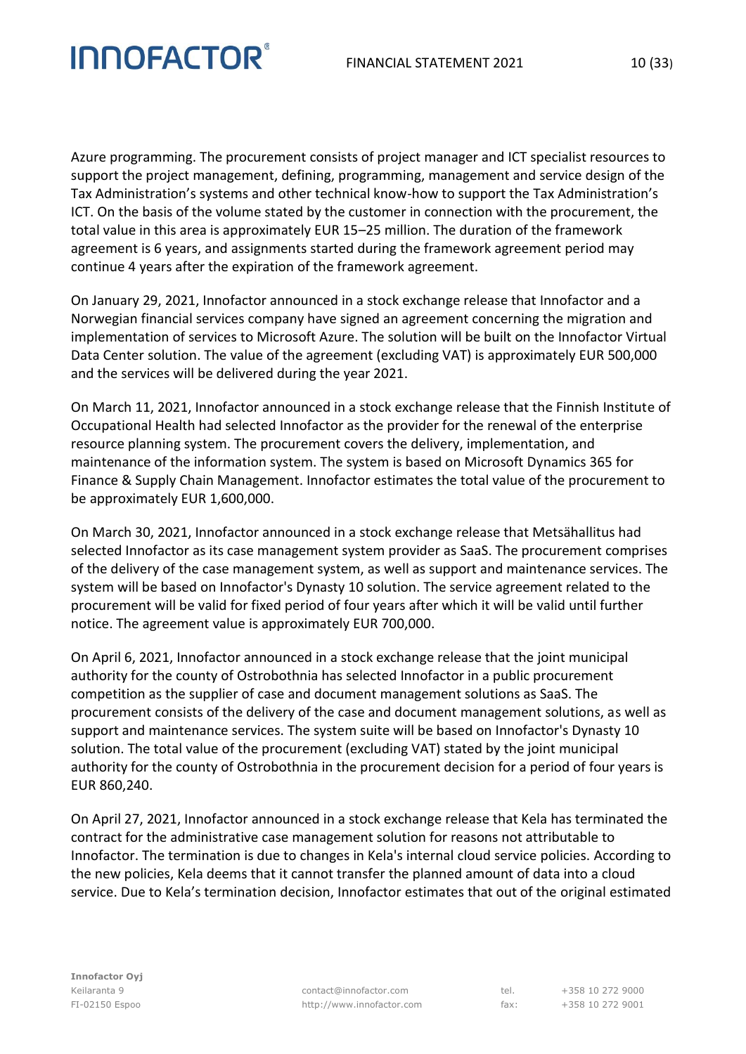Azure programming. The procurement consists of project manager and ICT specialist resources to support the project management, defining, programming, management and service design of the Tax Administration's systems and other technical know-how to support the Tax Administration's ICT. On the basis of the volume stated by the customer in connection with the procurement, the total value in this area is approximately EUR 15–25 million. The duration of the framework agreement is 6 years, and assignments started during the framework agreement period may continue 4 years after the expiration of the framework agreement.

On January 29, 2021, Innofactor announced in a stock exchange release that Innofactor and a Norwegian financial services company have signed an agreement concerning the migration and implementation of services to Microsoft Azure. The solution will be built on the Innofactor Virtual Data Center solution. The value of the agreement (excluding VAT) is approximately EUR 500,000 and the services will be delivered during the year 2021.

On March 11, 2021, Innofactor announced in a stock exchange release that the Finnish Institute of Occupational Health had selected Innofactor as the provider for the renewal of the enterprise resource planning system. The procurement covers the delivery, implementation, and maintenance of the information system. The system is based on Microsoft Dynamics 365 for Finance & Supply Chain Management. Innofactor estimates the total value of the procurement to be approximately EUR 1,600,000.

On March 30, 2021, Innofactor announced in a stock exchange release that Metsähallitus had selected Innofactor as its case management system provider as SaaS. The procurement comprises of the delivery of the case management system, as well as support and maintenance services. The system will be based on Innofactor's Dynasty 10 solution. The service agreement related to the procurement will be valid for fixed period of four years after which it will be valid until further notice. The agreement value is approximately EUR 700,000.

On April 6, 2021, Innofactor announced in a stock exchange release that the joint municipal authority for the county of Ostrobothnia has selected Innofactor in a public procurement competition as the supplier of case and document management solutions as SaaS. The procurement consists of the delivery of the case and document management solutions, as well as support and maintenance services. The system suite will be based on Innofactor's Dynasty 10 solution. The total value of the procurement (excluding VAT) stated by the joint municipal authority for the county of Ostrobothnia in the procurement decision for a period of four years is EUR 860,240.

On April 27, 2021, Innofactor announced in a stock exchange release that Kela has terminated the contract for the administrative case management solution for reasons not attributable to Innofactor. The termination is due to changes in Kela's internal cloud service policies. According to the new policies, Kela deems that it cannot transfer the planned amount of data into a cloud service. Due to Kela's termination decision, Innofactor estimates that out of the original estimated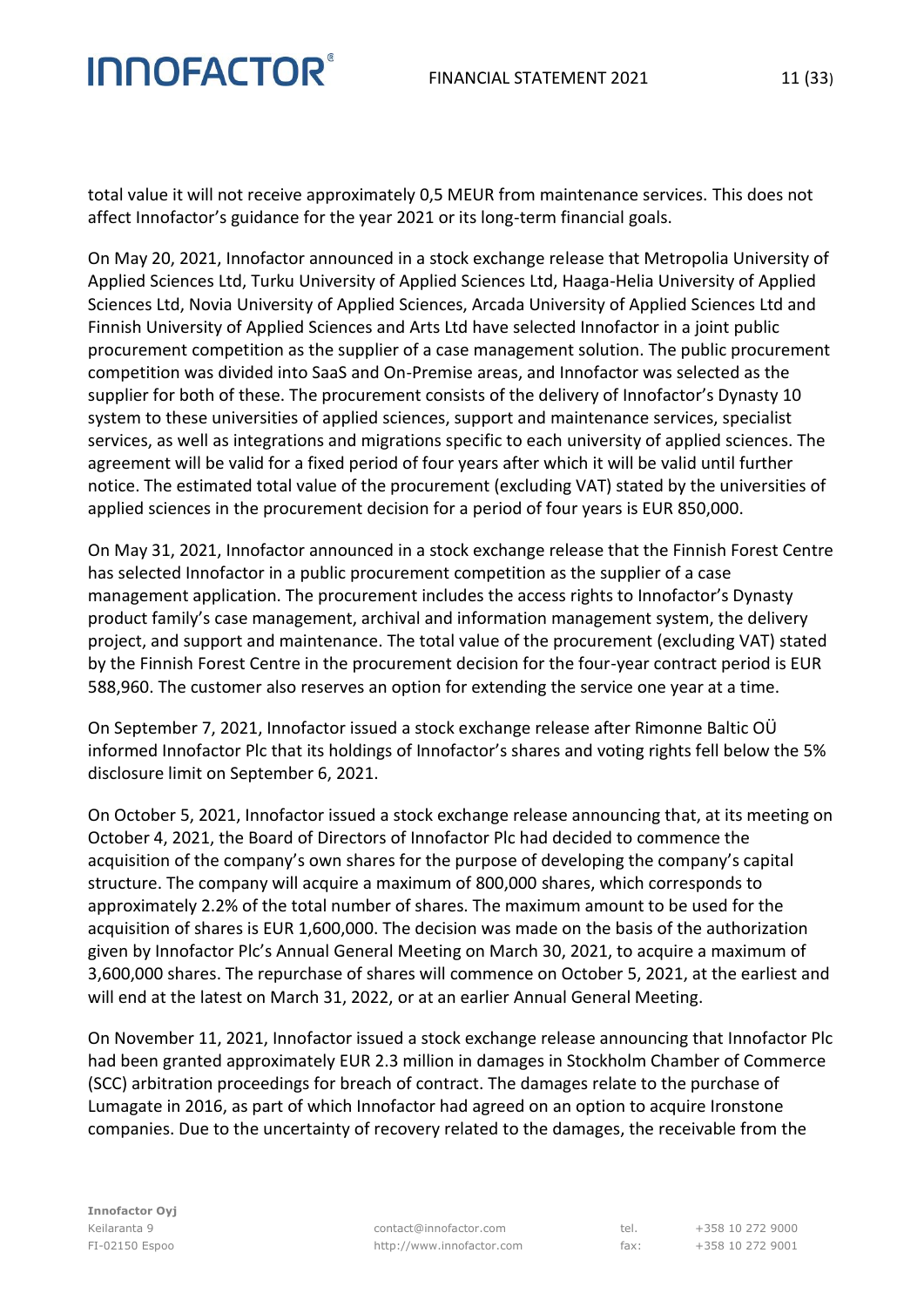total value it will not receive approximately 0,5 MEUR from maintenance services. This does not affect Innofactor's guidance for the year 2021 or its long-term financial goals.

On May 20, 2021, Innofactor announced in a stock exchange release that Metropolia University of Applied Sciences Ltd, Turku University of Applied Sciences Ltd, Haaga-Helia University of Applied Sciences Ltd, Novia University of Applied Sciences, Arcada University of Applied Sciences Ltd and Finnish University of Applied Sciences and Arts Ltd have selected Innofactor in a joint public procurement competition as the supplier of a case management solution. The public procurement competition was divided into SaaS and On-Premise areas, and Innofactor was selected as the supplier for both of these. The procurement consists of the delivery of Innofactor's Dynasty 10 system to these universities of applied sciences, support and maintenance services, specialist services, as well as integrations and migrations specific to each university of applied sciences. The agreement will be valid for a fixed period of four years after which it will be valid until further notice. The estimated total value of the procurement (excluding VAT) stated by the universities of applied sciences in the procurement decision for a period of four years is EUR 850,000.

On May 31, 2021, Innofactor announced in a stock exchange release that the Finnish Forest Centre has selected Innofactor in a public procurement competition as the supplier of a case management application. The procurement includes the access rights to Innofactor's Dynasty product family's case management, archival and information management system, the delivery project, and support and maintenance. The total value of the procurement (excluding VAT) stated by the Finnish Forest Centre in the procurement decision for the four-year contract period is EUR 588,960. The customer also reserves an option for extending the service one year at a time.

On September 7, 2021, Innofactor issued a stock exchange release after Rimonne Baltic OÜ informed Innofactor Plc that its holdings of Innofactor's shares and voting rights fell below the 5% disclosure limit on September 6, 2021.

On October 5, 2021, Innofactor issued a stock exchange release announcing that, at its meeting on October 4, 2021, the Board of Directors of Innofactor Plc had decided to commence the acquisition of the company's own shares for the purpose of developing the company's capital structure. The company will acquire a maximum of 800,000 shares, which corresponds to approximately 2.2% of the total number of shares. The maximum amount to be used for the acquisition of shares is EUR 1,600,000. The decision was made on the basis of the authorization given by Innofactor Plc's Annual General Meeting on March 30, 2021, to acquire a maximum of 3,600,000 shares. The repurchase of shares will commence on October 5, 2021, at the earliest and will end at the latest on March 31, 2022, or at an earlier Annual General Meeting.

On November 11, 2021, Innofactor issued a stock exchange release announcing that Innofactor Plc had been granted approximately EUR 2.3 million in damages in Stockholm Chamber of Commerce (SCC) arbitration proceedings for breach of contract. The damages relate to the purchase of Lumagate in 2016, as part of which Innofactor had agreed on an option to acquire Ironstone companies. Due to the uncertainty of recovery related to the damages, the receivable from the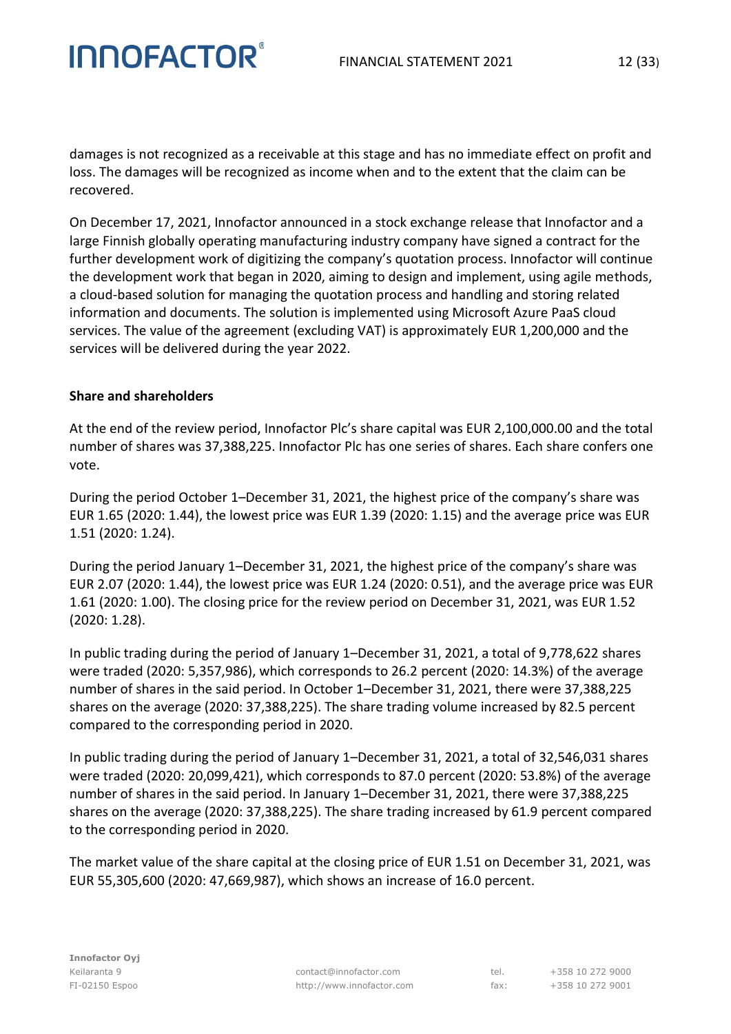damages is not recognized as a receivable at this stage and has no immediate effect on profit and loss. The damages will be recognized as income when and to the extent that the claim can be recovered.

On December 17, 2021, Innofactor announced in a stock exchange release that Innofactor and a large Finnish globally operating manufacturing industry company have signed a contract for the further development work of digitizing the company's quotation process. Innofactor will continue the development work that began in 2020, aiming to design and implement, using agile methods, a cloud-based solution for managing the quotation process and handling and storing related information and documents. The solution is implemented using Microsoft Azure PaaS cloud services. The value of the agreement (excluding VAT) is approximately EUR 1,200,000 and the services will be delivered during the year 2022.

**Share and shareholders**

At the end of the review period, Innofactor Plc's share capital was EUR 2,100,000.00 and the total number of shares was 37,388,225. Innofactor Plc has one series of shares. Each share confers one vote.

During the period October 1–December 31, 2021, the highest price of the company's share was EUR 1.65 (2020: 1.44), the lowest price was EUR 1.39 (2020: 1.15) and the average price was EUR 1.51 (2020: 1.24).

During the period January 1–December 31, 2021, the highest price of the company's share was EUR 2.07 (2020: 1.44), the lowest price was EUR 1.24 (2020: 0.51), and the average price was EUR 1.61 (2020: 1.00). The closing price for the review period on December 31, 2021, was EUR 1.52 (2020: 1.28).

In public trading during the period of January 1–December 31, 2021, a total of 9,778,622 shares were traded (2020: 5,357,986), which corresponds to 26.2 percent (2020: 14.3%) of the average number of shares in the said period. In October 1–December 31, 2021, there were 37,388,225 shares on the average (2020: 37,388,225). The share trading volume increased by 82.5 percent compared to the corresponding period in 2020.

In public trading during the period of January 1–December 31, 2021, a total of 32,546,031 shares were traded (2020: 20,099,421), which corresponds to 87.0 percent (2020: 53.8%) of the average number of shares in the said period. In January 1–December 31, 2021, there were 37,388,225 shares on the average (2020: 37,388,225). The share trading increased by 61.9 percent compared to the corresponding period in 2020.

The market value of the share capital at the closing price of EUR 1.51 on December 31, 2021, was EUR 55,305,600 (2020: 47,669,987), which shows an increase of 16.0 percent.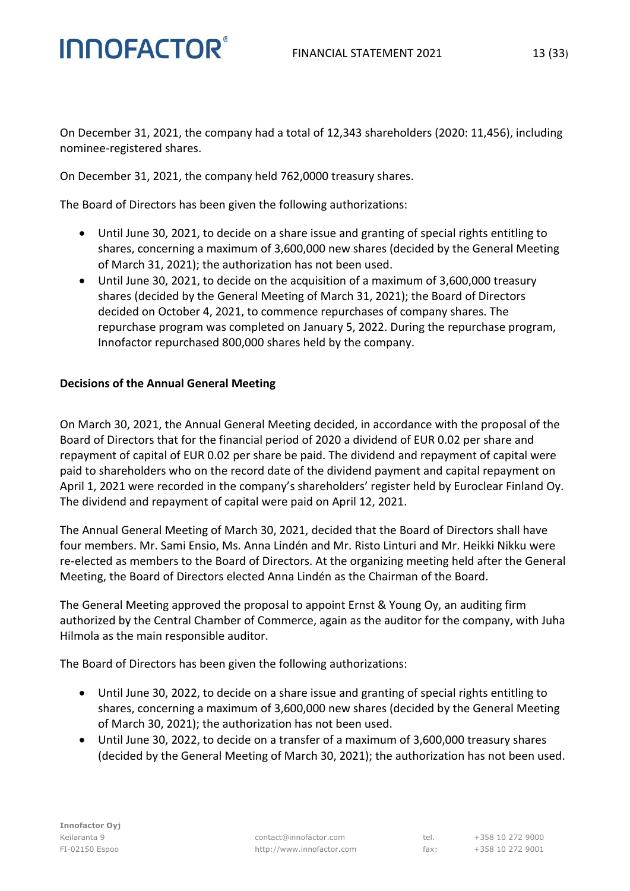On December 31, 2021, the company had a total of 12,343 shareholders (2020: 11,456), including nominee-registered shares.

On December 31, 2021, the company held 762,0000 treasury shares.

The Board of Directors has been given the following authorizations:

- Until June 30, 2021, to decide on a share issue and granting of special rights entitling to shares, concerning a maximum of 3,600,000 new shares (decided by the General Meeting of March 31, 2021); the authorization has not been used.
- Until June 30, 2021, to decide on the acquisition of a maximum of 3,600,000 treasury shares (decided by the General Meeting of March 31, 2021); the Board of Directors decided on October 4, 2021, to commence repurchases of company shares. The repurchase program was completed on January 5, 2022. During the repurchase program, Innofactor repurchased 800,000 shares held by the company.

**Decisions of the Annual General Meeting**

On March 30, 2021, the Annual General Meeting decided, in accordance with the proposal of the Board of Directors that for the financial period of 2020 a dividend of EUR 0.02 per share and repayment of capital of EUR 0.02 per share be paid. The dividend and repayment of capital were paid to shareholders who on the record date of the dividend payment and capital repayment on April 1, 2021 were recorded in the company's shareholders' register held by Euroclear Finland Oy. The dividend and repayment of capital were paid on April 12, 2021.

The Annual General Meeting of March 30, 2021, decided that the Board of Directors shall have four members. Mr. Sami Ensio, Ms. Anna Lindén and Mr. Risto Linturi and Mr. Heikki Nikku were re-elected as members to the Board of Directors. At the organizing meeting held after the General Meeting, the Board of Directors elected Anna Lindén as the Chairman of the Board.

The General Meeting approved the proposal to appoint Ernst & Young Oy, an auditing firm authorized by the Central Chamber of Commerce, again as the auditor for the company, with Juha Hilmola as the main responsible auditor.

The Board of Directors has been given the following authorizations:

- Until June 30, 2022, to decide on a share issue and granting of special rights entitling to shares, concerning a maximum of 3,600,000 new shares (decided by the General Meeting of March 30, 2021); the authorization has not been used.
- Until June 30, 2022, to decide on a transfer of a maximum of 3,600,000 treasury shares (decided by the General Meeting of March 30, 2021); the authorization has not been used.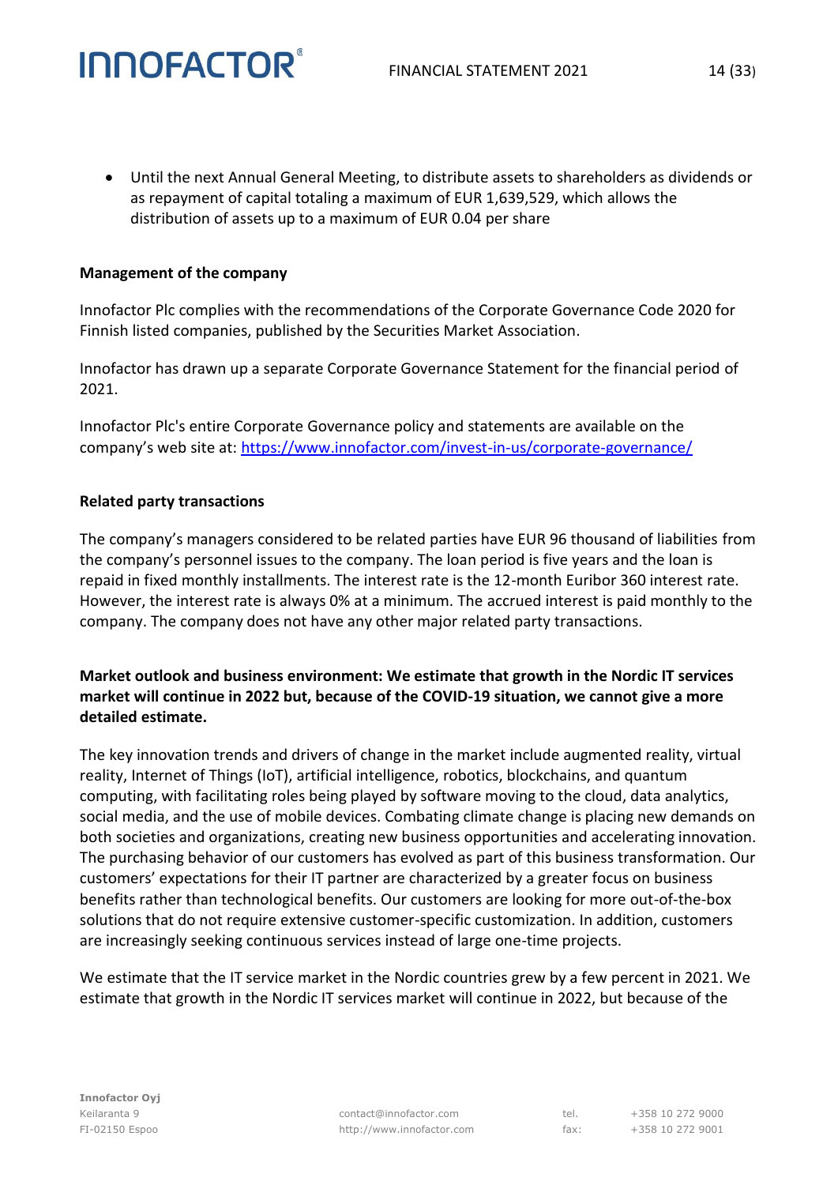- Until the next Annual General Meeting, to distribute assets to shareholders as dividends or as repayment of capital totaling a maximum of EUR 1,639,529, which allows the distribution of assets up to a maximum of EUR 0.04 per share

**Management of the company**

Innofactor Plc complies with the recommendations of the Corporate Governance Code 2020 for Finnish listed companies, published by the Securities Market Association.

Innofactor has drawn up a separate Corporate Governance Statement for the financial period of 2021.

Innofactor Plc's entire Corporate Governance policy and statements are available on the company's web site at: https://www.innofactor.com/invest-in-us/corporate-governance/

**Related party transactions**

The company's managers considered to be related parties have EUR 96 thousand of liabilities from the company's personnel issues to the company. The loan period is five years and the loan is repaid in fixed monthly installments. The interest rate is the 12-month Euribor 360 interest rate. However, the interest rate is always 0% at a minimum. The accrued interest is paid monthly to the company. The company does not have any other major related party transactions.

**Market outlook and business environment: We estimate that growth in the Nordic IT services market will continue in 2022 but, because of the COVID-19 situation, we cannot give a more detailed estimate.**

The key innovation trends and drivers of change in the market include augmented reality, virtual reality, Internet of Things (IoT), artificial intelligence, robotics, blockchains, and quantum computing, with facilitating roles being played by software moving to the cloud, data analytics, social media, and the use of mobile devices. Combating climate change is placing new demands on both societies and organizations, creating new business opportunities and accelerating innovation. The purchasing behavior of our customers has evolved as part of this business transformation. Our customers' expectations for their IT partner are characterized by a greater focus on business benefits rather than technological benefits. Our customers are looking for more out-of-the-box solutions that do not require extensive customer-specific customization. In addition, customers are increasingly seeking continuous services instead of large one-time projects.

We estimate that the IT service market in the Nordic countries grew by a few percent in 2021. We estimate that growth in the Nordic IT services market will continue in 2022, but because of the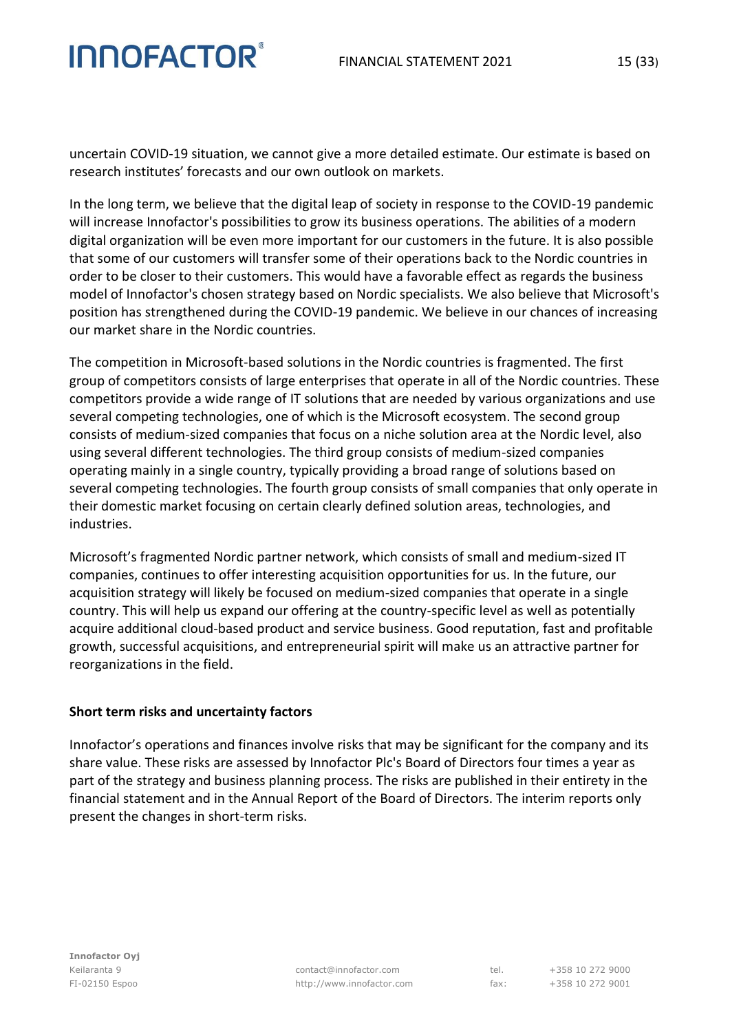uncertain COVID-19 situation, we cannot give a more detailed estimate. Our estimate is based on research institutes' forecasts and our own outlook on markets.

In the long term, we believe that the digital leap of society in response to the COVID-19 pandemic will increase Innofactor's possibilities to grow its business operations. The abilities of a modern digital organization will be even more important for our customers in the future. It is also possible that some of our customers will transfer some of their operations back to the Nordic countries in order to be closer to their customers. This would have a favorable effect as regards the business model of Innofactor's chosen strategy based on Nordic specialists. We also believe that Microsoft's position has strengthened during the COVID-19 pandemic. We believe in our chances of increasing our market share in the Nordic countries.

The competition in Microsoft-based solutions in the Nordic countries is fragmented. The first group of competitors consists of large enterprises that operate in all of the Nordic countries. These competitors provide a wide range of IT solutions that are needed by various organizations and use several competing technologies, one of which is the Microsoft ecosystem. The second group consists of medium-sized companies that focus on a niche solution area at the Nordic level, also using several different technologies. The third group consists of medium-sized companies operating mainly in a single country, typically providing a broad range of solutions based on several competing technologies. The fourth group consists of small companies that only operate in their domestic market focusing on certain clearly defined solution areas, technologies, and industries.

Microsoft's fragmented Nordic partner network, which consists of small and medium-sized IT companies, continues to offer interesting acquisition opportunities for us. In the future, our acquisition strategy will likely be focused on medium-sized companies that operate in a single country. This will help us expand our offering at the country-specific level as well as potentially acquire additional cloud-based product and service business. Good reputation, fast and profitable growth, successful acquisitions, and entrepreneurial spirit will make us an attractive partner for reorganizations in the field.

**Short term risks and uncertainty factors**

Innofactor's operations and finances involve risks that may be significant for the company and its share value. These risks are assessed by Innofactor Plc's Board of Directors four times a year as part of the strategy and business planning process. The risks are published in their entirety in the financial statement and in the Annual Report of the Board of Directors. The interim reports only present the changes in short-term risks.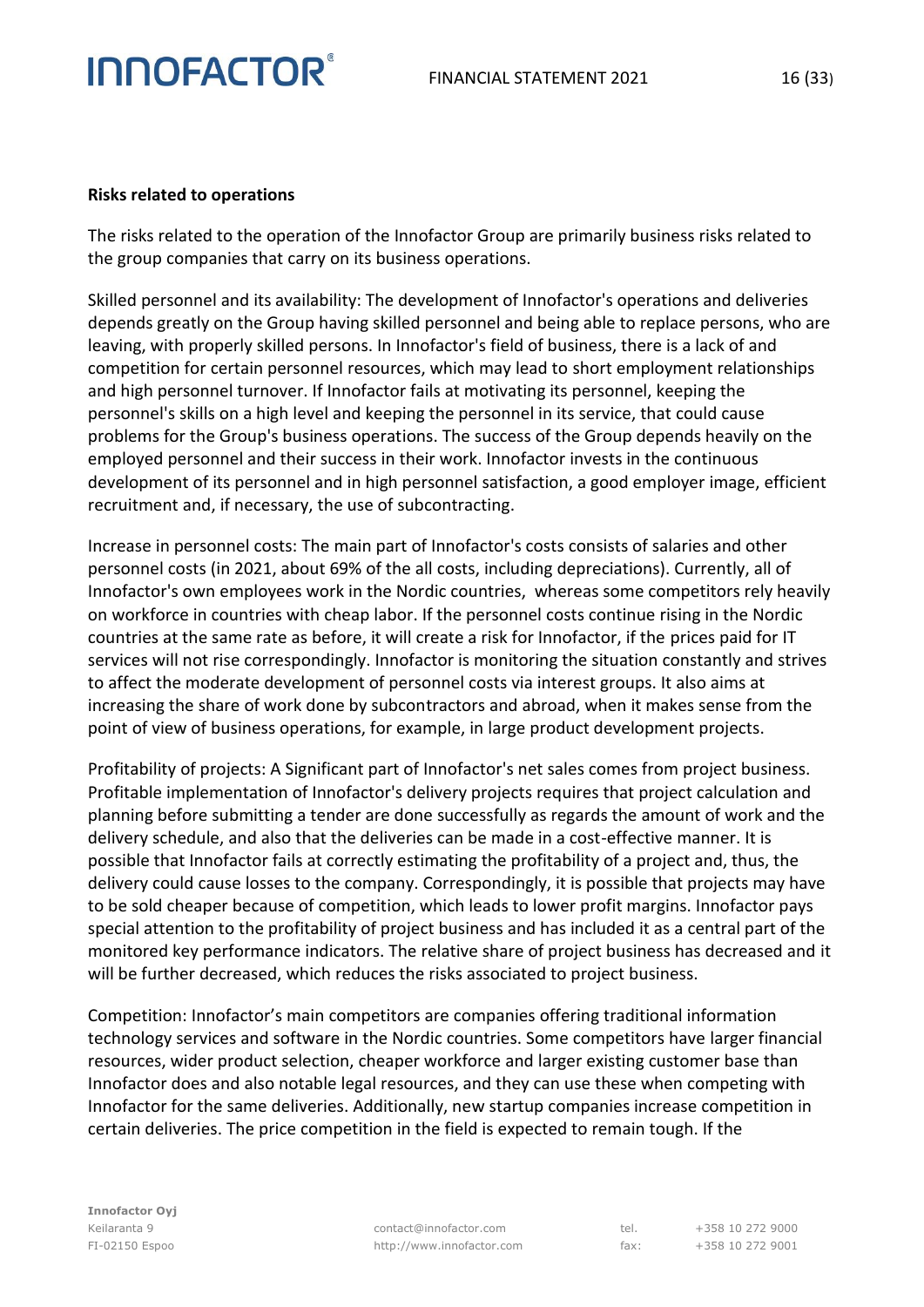**Risks related to operations**

The risks related to the operation of the Innofactor Group are primarily business risks related to the group companies that carry on its business operations.

Skilled personnel and its availability: The development of Innofactor's operations and deliveries depends greatly on the Group having skilled personnel and being able to replace persons, who are leaving, with properly skilled persons. In Innofactor's field of business, there is a lack of and competition for certain personnel resources, which may lead to short employment relationships and high personnel turnover. If Innofactor fails at motivating its personnel, keeping the personnel's skills on a high level and keeping the personnel in its service, that could cause problems for the Group's business operations. The success of the Group depends heavily on the employed personnel and their success in their work. Innofactor invests in the continuous development of its personnel and in high personnel satisfaction, a good employer image, efficient recruitment and, if necessary, the use of subcontracting.

Increase in personnel costs: The main part of Innofactor's costs consists of salaries and other personnel costs (in 2021, about 69% of the all costs, including depreciations). Currently, all of Innofactor's own employees work in the Nordic countries, whereas some competitors rely heavily on workforce in countries with cheap labor. If the personnel costs continue rising in the Nordic countries at the same rate as before, it will create a risk for Innofactor, if the prices paid for IT services will not rise correspondingly. Innofactor is monitoring the situation constantly and strives to affect the moderate development of personnel costs via interest groups. It also aims at increasing the share of work done by subcontractors and abroad, when it makes sense from the point of view of business operations, for example, in large product development projects.

Profitability of projects: A Significant part of Innofactor's net sales comes from project business. Profitable implementation of Innofactor's delivery projects requires that project calculation and planning before submitting a tender are done successfully as regards the amount of work and the delivery schedule, and also that the deliveries can be made in a cost-effective manner. It is possible that Innofactor fails at correctly estimating the profitability of a project and, thus, the delivery could cause losses to the company. Correspondingly, it is possible that projects may have to be sold cheaper because of competition, which leads to lower profit margins. Innofactor pays special attention to the profitability of project business and has included it as a central part of the monitored key performance indicators. The relative share of project business has decreased and it will be further decreased, which reduces the risks associated to project business.

Competition: Innofactor's main competitors are companies offering traditional information technology services and software in the Nordic countries. Some competitors have larger financial resources, wider product selection, cheaper workforce and larger existing customer base than Innofactor does and also notable legal resources, and they can use these when competing with Innofactor for the same deliveries. Additionally, new startup companies increase competition in certain deliveries. The price competition in the field is expected to remain tough. If the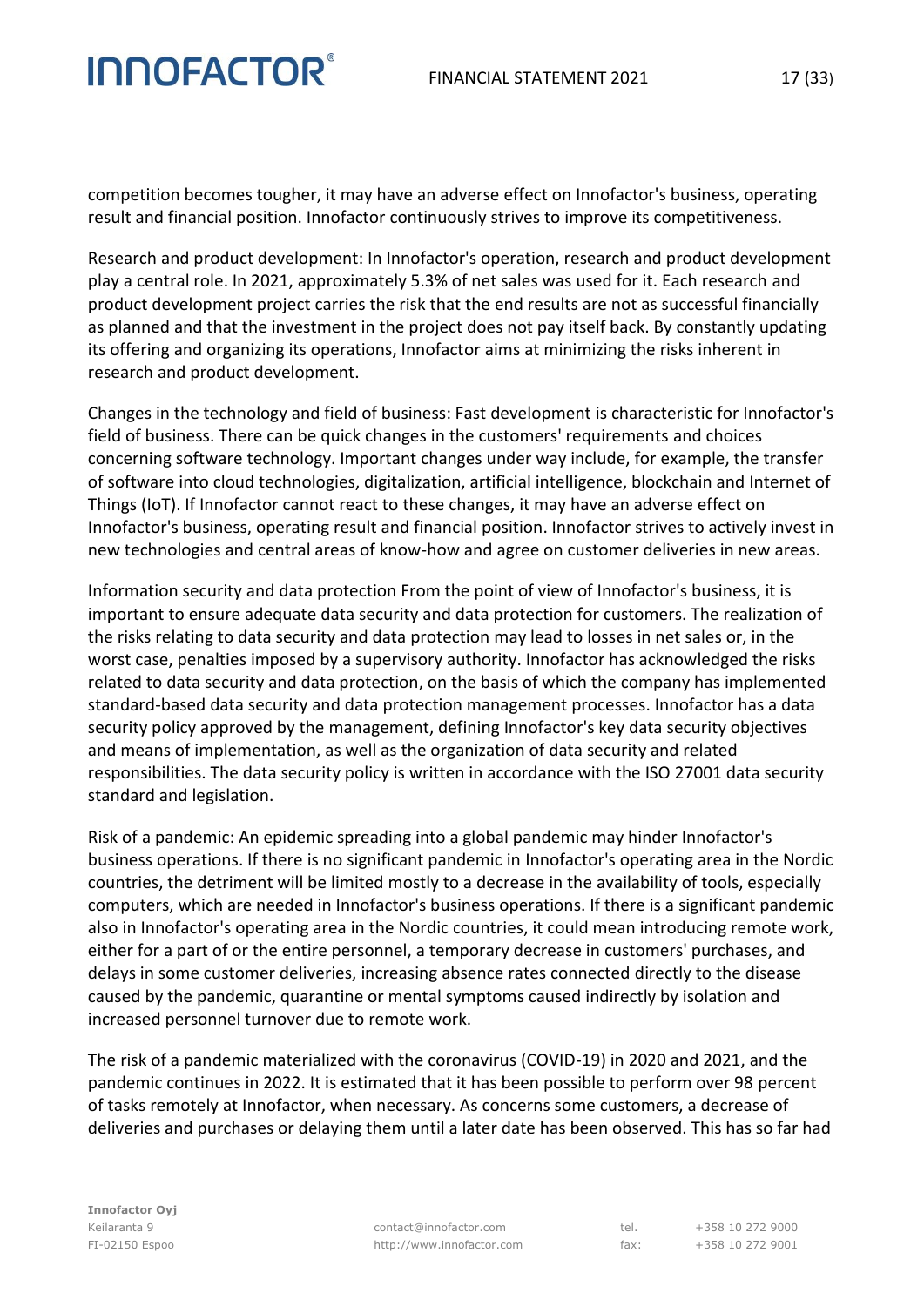competition becomes tougher, it may have an adverse effect on Innofactor's business, operating result and financial position. Innofactor continuously strives to improve its competitiveness.

Research and product development: In Innofactor's operation, research and product development play a central role. In 2021, approximately 5.3% of net sales was used for it. Each research and product development project carries the risk that the end results are not as successful financially as planned and that the investment in the project does not pay itself back. By constantly updating its offering and organizing its operations, Innofactor aims at minimizing the risks inherent in research and product development.

Changes in the technology and field of business: Fast development is characteristic for Innofactor's field of business. There can be quick changes in the customers' requirements and choices concerning software technology. Important changes under way include, for example, the transfer of software into cloud technologies, digitalization, artificial intelligence, blockchain and Internet of Things (IoT). If Innofactor cannot react to these changes, it may have an adverse effect on Innofactor's business, operating result and financial position. Innofactor strives to actively invest in new technologies and central areas of know-how and agree on customer deliveries in new areas.

Information security and data protection From the point of view of Innofactor's business, it is important to ensure adequate data security and data protection for customers. The realization of the risks relating to data security and data protection may lead to losses in net sales or, in the worst case, penalties imposed by a supervisory authority. Innofactor has acknowledged the risks related to data security and data protection, on the basis of which the company has implemented standard-based data security and data protection management processes. Innofactor has a data security policy approved by the management, defining Innofactor's key data security objectives and means of implementation, as well as the organization of data security and related responsibilities. The data security policy is written in accordance with the ISO 27001 data security standard and legislation.

Risk of a pandemic: An epidemic spreading into a global pandemic may hinder Innofactor's business operations. If there is no significant pandemic in Innofactor's operating area in the Nordic countries, the detriment will be limited mostly to a decrease in the availability of tools, especially computers, which are needed in Innofactor's business operations. If there is a significant pandemic also in Innofactor's operating area in the Nordic countries, it could mean introducing remote work, either for a part of or the entire personnel, a temporary decrease in customers' purchases, and delays in some customer deliveries, increasing absence rates connected directly to the disease caused by the pandemic, quarantine or mental symptoms caused indirectly by isolation and increased personnel turnover due to remote work.

The risk of a pandemic materialized with the coronavirus (COVID-19) in 2020 and 2021, and the pandemic continues in 2022. It is estimated that it has been possible to perform over 98 percent of tasks remotely at Innofactor, when necessary. As concerns some customers, a decrease of deliveries and purchases or delaying them until a later date has been observed. This has so far had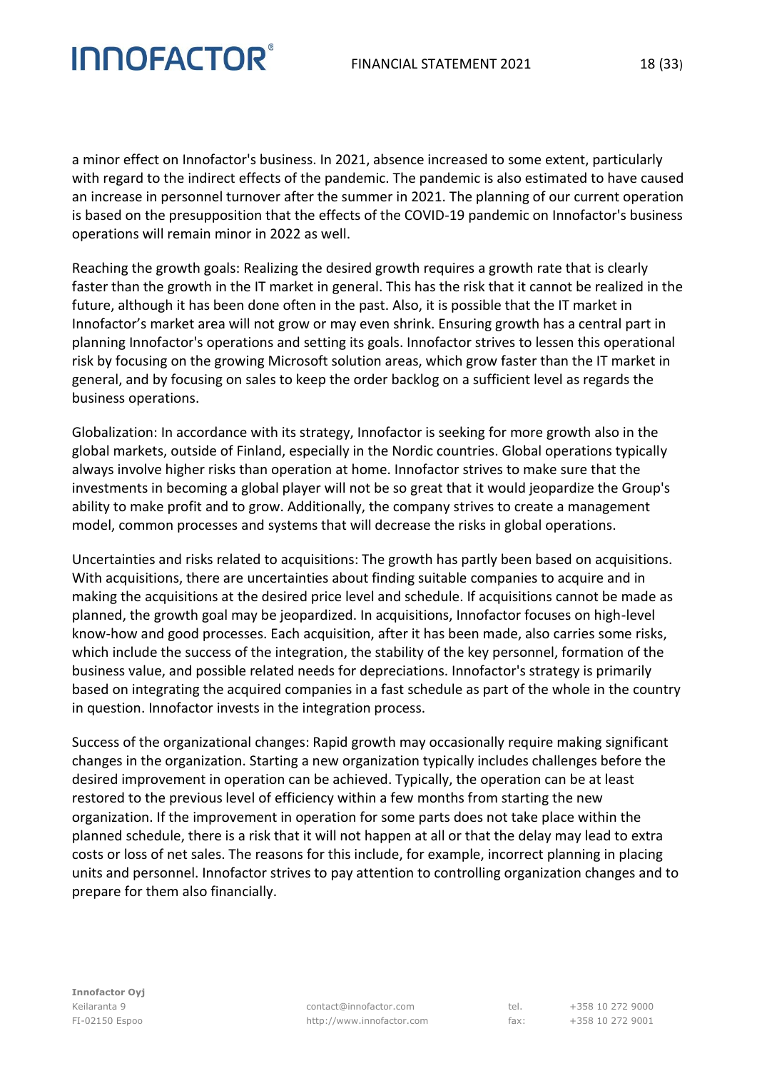a minor effect on Innofactor's business. In 2021, absence increased to some extent, particularly with regard to the indirect effects of the pandemic. The pandemic is also estimated to have caused an increase in personnel turnover after the summer in 2021. The planning of our current operation is based on the presupposition that the effects of the COVID-19 pandemic on Innofactor's business operations will remain minor in 2022 as well.

Reaching the growth goals: Realizing the desired growth requires a growth rate that is clearly faster than the growth in the IT market in general. This has the risk that it cannot be realized in the future, although it has been done often in the past. Also, it is possible that the IT market in Innofactor's market area will not grow or may even shrink. Ensuring growth has a central part in planning Innofactor's operations and setting its goals. Innofactor strives to lessen this operational risk by focusing on the growing Microsoft solution areas, which grow faster than the IT market in general, and by focusing on sales to keep the order backlog on a sufficient level as regards the business operations.

Globalization: In accordance with its strategy, Innofactor is seeking for more growth also in the global markets, outside of Finland, especially in the Nordic countries. Global operations typically always involve higher risks than operation at home. Innofactor strives to make sure that the investments in becoming a global player will not be so great that it would jeopardize the Group's ability to make profit and to grow. Additionally, the company strives to create a management model, common processes and systems that will decrease the risks in global operations.

Uncertainties and risks related to acquisitions: The growth has partly been based on acquisitions. With acquisitions, there are uncertainties about finding suitable companies to acquire and in making the acquisitions at the desired price level and schedule. If acquisitions cannot be made as planned, the growth goal may be jeopardized. In acquisitions, Innofactor focuses on high-level know-how and good processes. Each acquisition, after it has been made, also carries some risks, which include the success of the integration, the stability of the key personnel, formation of the business value, and possible related needs for depreciations. Innofactor's strategy is primarily based on integrating the acquired companies in a fast schedule as part of the whole in the country in question. Innofactor invests in the integration process.

Success of the organizational changes: Rapid growth may occasionally require making significant changes in the organization. Starting a new organization typically includes challenges before the desired improvement in operation can be achieved. Typically, the operation can be at least restored to the previous level of efficiency within a few months from starting the new organization. If the improvement in operation for some parts does not take place within the planned schedule, there is a risk that it will not happen at all or that the delay may lead to extra costs or loss of net sales. The reasons for this include, for example, incorrect planning in placing units and personnel. Innofactor strives to pay attention to controlling organization changes and to prepare for them also financially.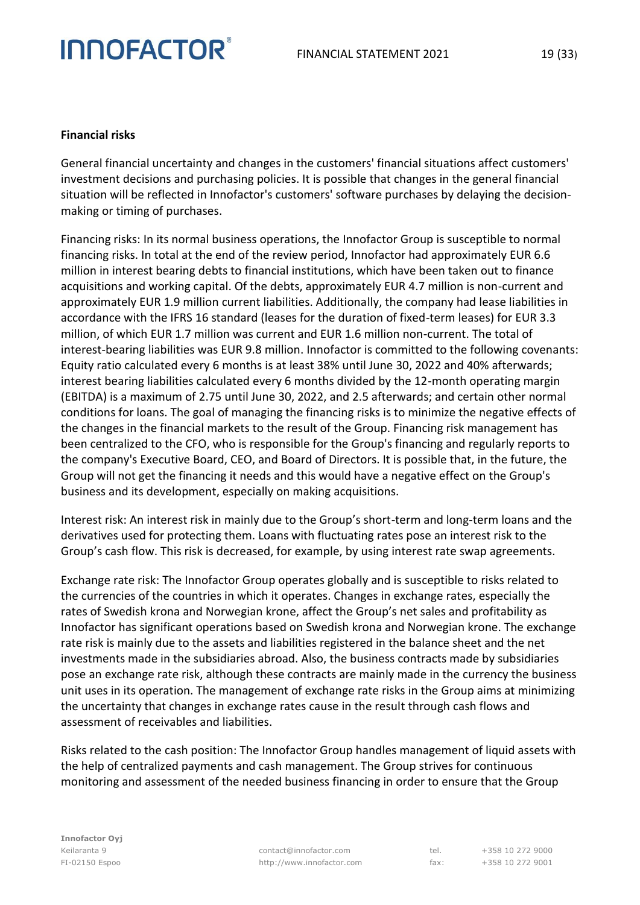**Financial risks**

General financial uncertainty and changes in the customers' financial situations affect customers' investment decisions and purchasing policies. It is possible that changes in the general financial situation will be reflected in Innofactor's customers' software purchases by delaying the decision-making or timing of purchases.

Financing risks: In its normal business operations, the Innofactor Group is susceptible to normal financing risks. In total at the end of the review period, Innofactor had approximately EUR 6.6 million in interest bearing debts to financial institutions, which have been taken out to finance acquisitions and working capital. Of the debts, approximately EUR 4.7 million is non-current and approximately EUR 1.9 million current liabilities. Additionally, the company had lease liabilities in accordance with the IFRS 16 standard (leases for the duration of fixed-term leases) for EUR 3.3 million, of which EUR 1.7 million was current and EUR 1.6 million non-current. The total of interest-bearing liabilities was EUR 9.8 million. Innofactor is committed to the following covenants: Equity ratio calculated every 6 months is at least 38% until June 30, 2022 and 40% afterwards; interest bearing liabilities calculated every 6 months divided by the 12-month operating margin (EBITDA) is a maximum of 2.75 until June 30, 2022, and 2.5 afterwards; and certain other normal conditions for loans. The goal of managing the financing risks is to minimize the negative effects of the changes in the financial markets to the result of the Group. Financing risk management has been centralized to the CFO, who is responsible for the Group's financing and regularly reports to the company's Executive Board, CEO, and Board of Directors. It is possible that, in the future, the Group will not get the financing it needs and this would have a negative effect on the Group's business and its development, especially on making acquisitions.

Interest risk: An interest risk in mainly due to the Group's short-term and long-term loans and the derivatives used for protecting them. Loans with fluctuating rates pose an interest risk to the Group's cash flow. This risk is decreased, for example, by using interest rate swap agreements.

Exchange rate risk: The Innofactor Group operates globally and is susceptible to risks related to the currencies of the countries in which it operates. Changes in exchange rates, especially the rates of Swedish krona and Norwegian krone, affect the Group's net sales and profitability as Innofactor has significant operations based on Swedish krona and Norwegian krone. The exchange rate risk is mainly due to the assets and liabilities registered in the balance sheet and the net investments made in the subsidiaries abroad. Also, the business contracts made by subsidiaries pose an exchange rate risk, although these contracts are mainly made in the currency the business unit uses in its operation. The management of exchange rate risks in the Group aims at minimizing the uncertainty that changes in exchange rates cause in the result through cash flows and assessment of receivables and liabilities.

Risks related to the cash position: The Innofactor Group handles management of liquid assets with the help of centralized payments and cash management. The Group strives for continuous monitoring and assessment of the needed business financing in order to ensure that the Group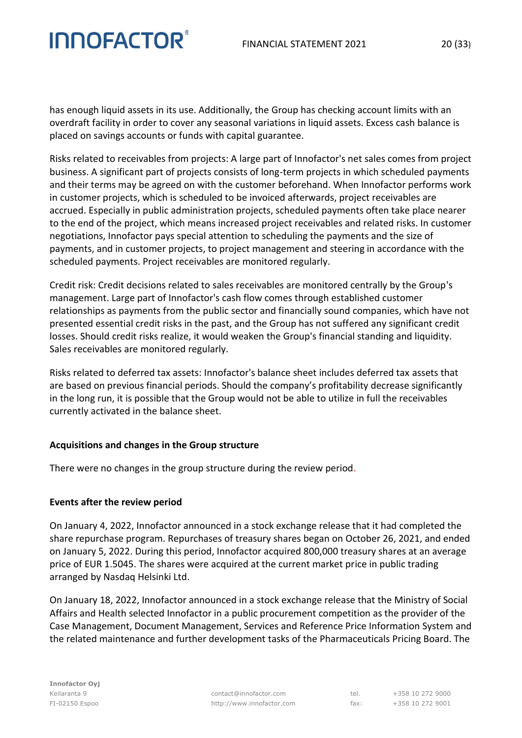has enough liquid assets in its use. Additionally, the Group has checking account limits with an overdraft facility in order to cover any seasonal variations in liquid assets. Excess cash balance is placed on savings accounts or funds with capital guarantee.

Risks related to receivables from projects: A large part of Innofactor's net sales comes from project business. A significant part of projects consists of long-term projects in which scheduled payments and their terms may be agreed on with the customer beforehand. When Innofactor performs work in customer projects, which is scheduled to be invoiced afterwards, project receivables are accrued. Especially in public administration projects, scheduled payments often take place nearer to the end of the project, which means increased project receivables and related risks. In customer negotiations, Innofactor pays special attention to scheduling the payments and the size of payments, and in customer projects, to project management and steering in accordance with the scheduled payments. Project receivables are monitored regularly.

Credit risk: Credit decisions related to sales receivables are monitored centrally by the Group's management. Large part of Innofactor's cash flow comes through established customer relationships as payments from the public sector and financially sound companies, which have not presented essential credit risks in the past, and the Group has not suffered any significant credit losses. Should credit risks realize, it would weaken the Group's financial standing and liquidity. Sales receivables are monitored regularly.

Risks related to deferred tax assets: Innofactor's balance sheet includes deferred tax assets that are based on previous financial periods. Should the company's profitability decrease significantly in the long run, it is possible that the Group would not be able to utilize in full the receivables currently activated in the balance sheet.

**Acquisitions and changes in the Group structure**

There were no changes in the group structure during the review period.

**Events after the review period**

On January 4, 2022, Innofactor announced in a stock exchange release that it had completed the share repurchase program. Repurchases of treasury shares began on October 26, 2021, and ended on January 5, 2022. During this period, Innofactor acquired 800,000 treasury shares at an average price of EUR 1.5045. The shares were acquired at the current market price in public trading arranged by Nasdaq Helsinki Ltd.

On January 18, 2022, Innofactor announced in a stock exchange release that the Ministry of Social Affairs and Health selected Innofactor in a public procurement competition as the provider of the Case Management, Document Management, Services and Reference Price Information System and the related maintenance and further development tasks of the Pharmaceuticals Pricing Board. The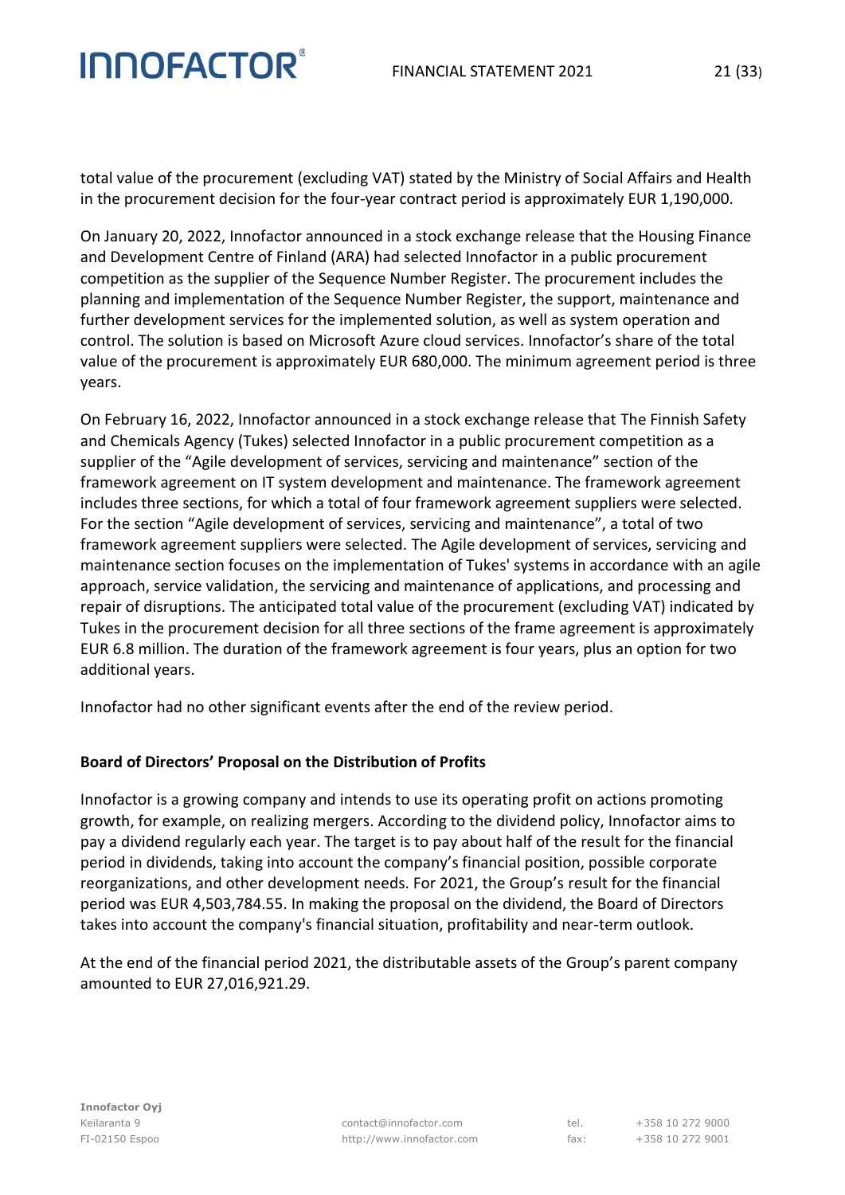total value of the procurement (excluding VAT) stated by the Ministry of Social Affairs and Health in the procurement decision for the four-year contract period is approximately EUR 1,190,000.

On January 20, 2022, Innofactor announced in a stock exchange release that the Housing Finance and Development Centre of Finland (ARA) had selected Innofactor in a public procurement competition as the supplier of the Sequence Number Register. The procurement includes the planning and implementation of the Sequence Number Register, the support, maintenance and further development services for the implemented solution, as well as system operation and control. The solution is based on Microsoft Azure cloud services. Innofactor's share of the total value of the procurement is approximately EUR 680,000. The minimum agreement period is three years.

On February 16, 2022, Innofactor announced in a stock exchange release that The Finnish Safety and Chemicals Agency (Tukes) selected Innofactor in a public procurement competition as a supplier of the "Agile development of services, servicing and maintenance" section of the framework agreement on IT system development and maintenance. The framework agreement includes three sections, for which a total of four framework agreement suppliers were selected. For the section "Agile development of services, servicing and maintenance", a total of two framework agreement suppliers were selected. The Agile development of services, servicing and maintenance section focuses on the implementation of Tukes' systems in accordance with an agile approach, service validation, the servicing and maintenance of applications, and processing and repair of disruptions. The anticipated total value of the procurement (excluding VAT) indicated by Tukes in the procurement decision for all three sections of the frame agreement is approximately EUR 6.8 million. The duration of the framework agreement is four years, plus an option for two additional years.

Innofactor had no other significant events after the end of the review period.

**Board of Directors' Proposal on the Distribution of Profits**

Innofactor is a growing company and intends to use its operating profit on actions promoting growth, for example, on realizing mergers. According to the dividend policy, Innofactor aims to pay a dividend regularly each year. The target is to pay about half of the result for the financial period in dividends, taking into account the company's financial position, possible corporate reorganizations, and other development needs. For 2021, the Group's result for the financial period was EUR 4,503,784.55. In making the proposal on the dividend, the Board of Directors takes into account the company's financial situation, profitability and near-term outlook.

At the end of the financial period 2021, the distributable assets of the Group's parent company amounted to EUR 27,016,921.29.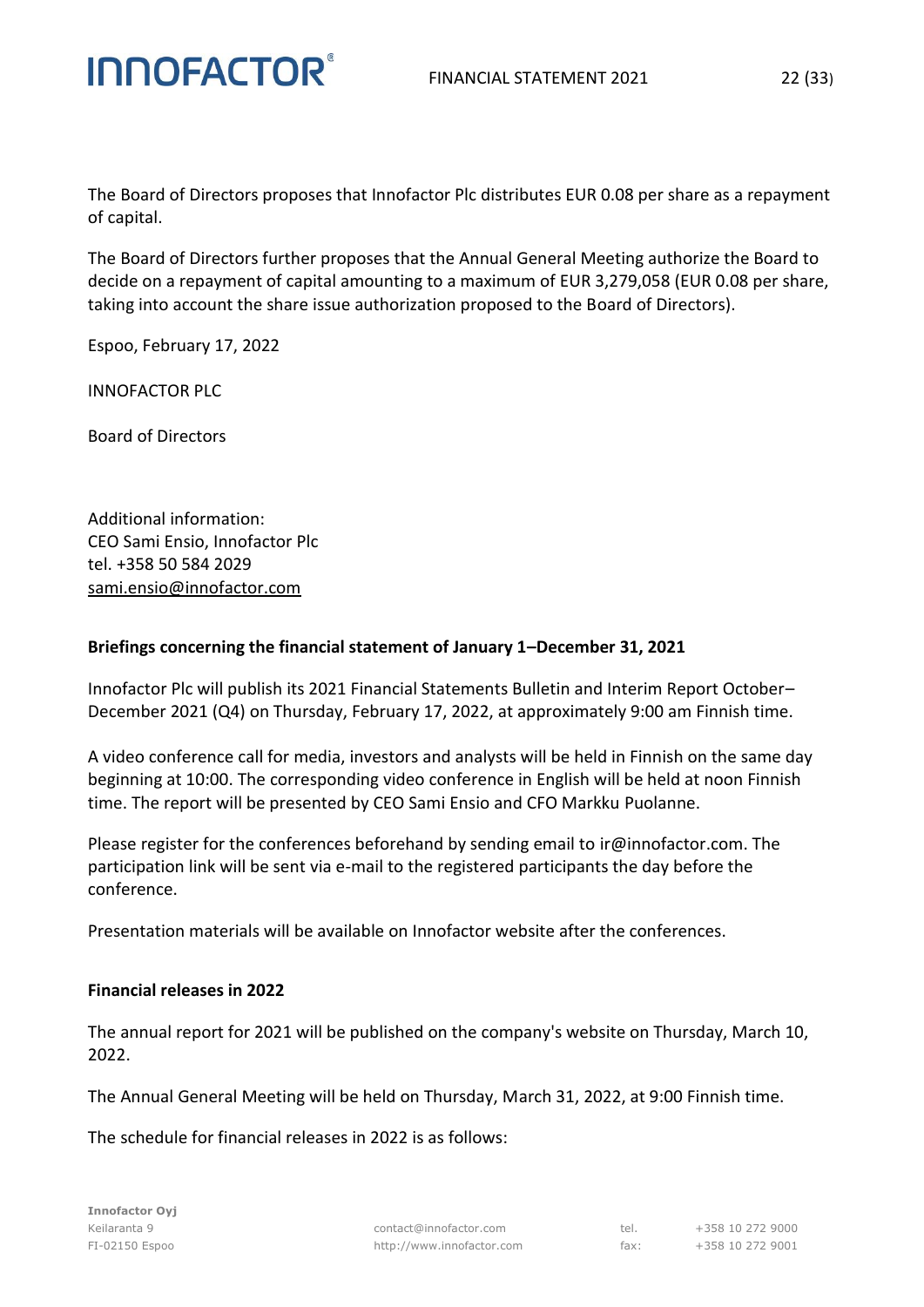The Board of Directors proposes that Innofactor Plc distributes EUR 0.08 per share as a repayment of capital.

The Board of Directors further proposes that the Annual General Meeting authorize the Board to decide on a repayment of capital amounting to a maximum of EUR 3,279,058 (EUR 0.08 per share, taking into account the share issue authorization proposed to the Board of Directors).

Espoo, February 17, 2022

INNOFACTOR PLC

Board of Directors

Additional information:
CEO Sami Ensio, Innofactor Plc
tel. +358 50 584 2029
sami.ensio@innofactor.com

### Briefings concerning the financial statement of January 1–December 31, 2021

Innofactor Plc will publish its 2021 Financial Statements Bulletin and Interim Report October–December 2021 (Q4) on Thursday, February 17, 2022, at approximately 9:00 am Finnish time.

A video conference call for media, investors and analysts will be held in Finnish on the same day beginning at 10:00. The corresponding video conference in English will be held at noon Finnish time. The report will be presented by CEO Sami Ensio and CFO Markku Puolanne.

Please register for the conferences beforehand by sending email to ir@innofactor.com. The participation link will be sent via e-mail to the registered participants the day before the conference.

Presentation materials will be available on Innofactor website after the conferences.

### Financial releases in 2022

The annual report for 2021 will be published on the company's website on Thursday, March 10, 2022.

The Annual General Meeting will be held on Thursday, March 31, 2022, at 9:00 Finnish time.

The schedule for financial releases in 2022 is as follows: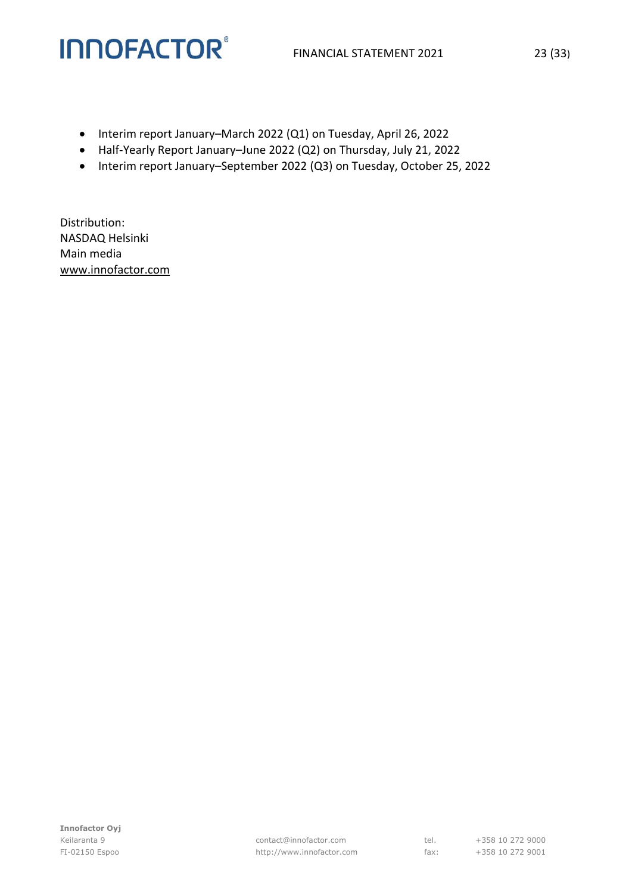- Interim report January–March 2022 (Q1) on Tuesday, April 26, 2022
- Half-Yearly Report January–June 2022 (Q2) on Thursday, July 21, 2022
- Interim report January–September 2022 (Q3) on Tuesday, October 25, 2022

Distribution:
NASDAQ Helsinki
Main media
www.innofactor.com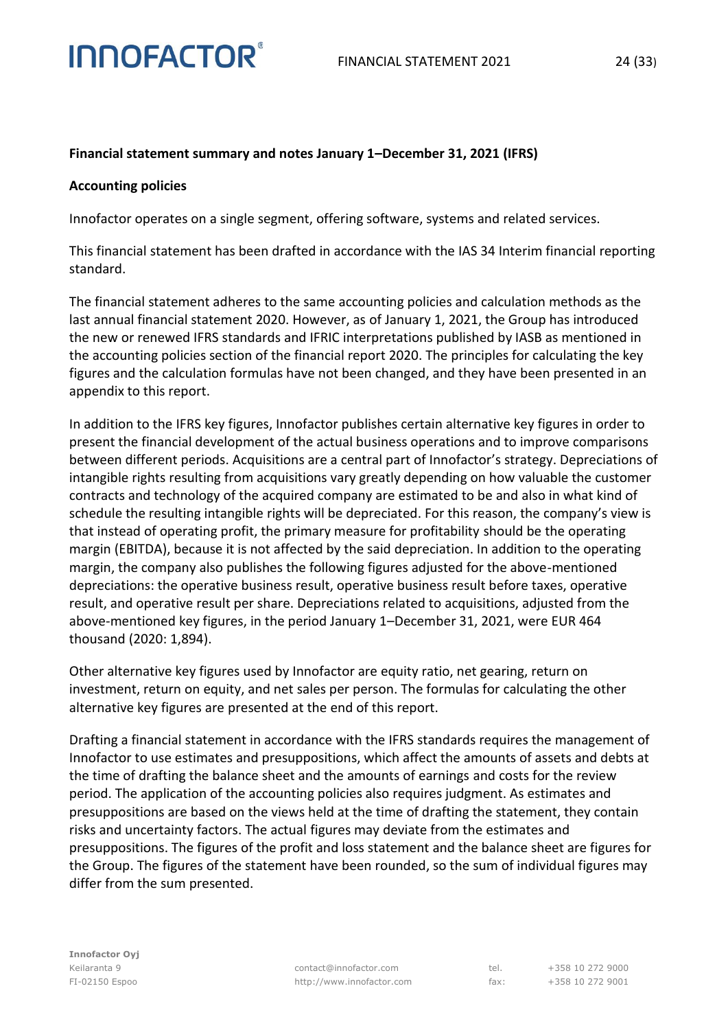**Financial statement summary and notes January 1–December 31, 2021 (IFRS)**

**Accounting policies**

Innofactor operates on a single segment, offering software, systems and related services.

This financial statement has been drafted in accordance with the IAS 34 Interim financial reporting standard.

The financial statement adheres to the same accounting policies and calculation methods as the last annual financial statement 2020. However, as of January 1, 2021, the Group has introduced the new or renewed IFRS standards and IFRIC interpretations published by IASB as mentioned in the accounting policies section of the financial report 2020. The principles for calculating the key figures and the calculation formulas have not been changed, and they have been presented in an appendix to this report.

In addition to the IFRS key figures, Innofactor publishes certain alternative key figures in order to present the financial development of the actual business operations and to improve comparisons between different periods. Acquisitions are a central part of Innofactor's strategy. Depreciations of intangible rights resulting from acquisitions vary greatly depending on how valuable the customer contracts and technology of the acquired company are estimated to be and also in what kind of schedule the resulting intangible rights will be depreciated. For this reason, the company's view is that instead of operating profit, the primary measure for profitability should be the operating margin (EBITDA), because it is not affected by the said depreciation. In addition to the operating margin, the company also publishes the following figures adjusted for the above-mentioned depreciations: the operative business result, operative business result before taxes, operative result, and operative result per share. Depreciations related to acquisitions, adjusted from the above-mentioned key figures, in the period January 1–December 31, 2021, were EUR 464 thousand (2020: 1,894).

Other alternative key figures used by Innofactor are equity ratio, net gearing, return on investment, return on equity, and net sales per person. The formulas for calculating the other alternative key figures are presented at the end of this report.

Drafting a financial statement in accordance with the IFRS standards requires the management of Innofactor to use estimates and presuppositions, which affect the amounts of assets and debts at the time of drafting the balance sheet and the amounts of earnings and costs for the review period. The application of the accounting policies also requires judgment. As estimates and presuppositions are based on the views held at the time of drafting the statement, they contain risks and uncertainty factors. The actual figures may deviate from the estimates and presuppositions. The figures of the profit and loss statement and the balance sheet are figures for the Group. The figures of the statement have been rounded, so the sum of individual figures may differ from the sum presented.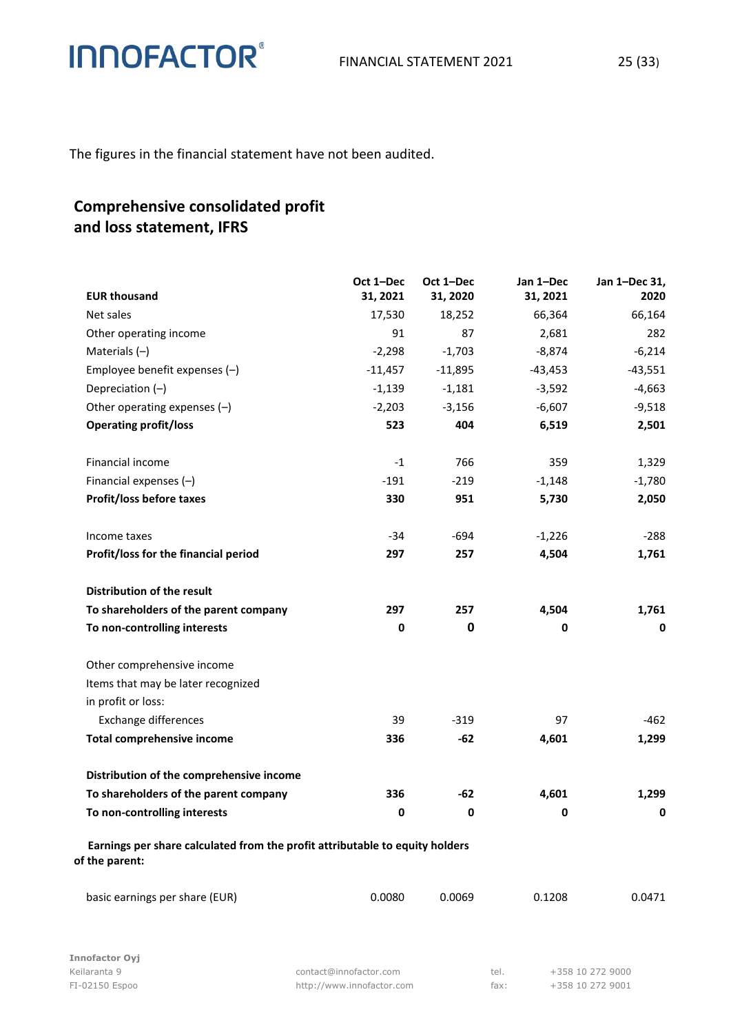The figures in the financial statement have not been audited.

## Comprehensive consolidated profit and loss statement, IFRS

| EUR thousand | Oct 1–Dec 31, 2021 | Oct 1–Dec 31, 2020 | Jan 1–Dec 31, 2021 | Jan 1–Dec 31, 2020 |
|---|---|---|---|---|
| Net sales | 17,530 | 18,252 | 66,364 | 66,164 |
| Other operating income | 91 | 87 | 2,681 | 282 |
| Materials (–) | -2,298 | -1,703 | -8,874 | -6,214 |
| Employee benefit expenses (–) | -11,457 | -11,895 | -43,453 | -43,551 |
| Depreciation (–) | -1,139 | -1,181 | -3,592 | -4,663 |
| Other operating expenses (–) | -2,203 | -3,156 | -6,607 | -9,518 |
| **Operating profit/loss** | **523** | **404** | **6,519** | **2,501** |
| | | | | |
| Financial income | -1 | 766 | 359 | 1,329 |
| Financial expenses (–) | -191 | -219 | -1,148 | -1,780 |
| **Profit/loss before taxes** | **330** | **951** | **5,730** | **2,050** |
| | | | | |
| Income taxes | -34 | -694 | -1,226 | -288 |
| **Profit/loss for the financial period** | **297** | **257** | **4,504** | **1,761** |
| | | | | |
| **Distribution of the result** | | | | |
| **To shareholders of the parent company** | **297** | **257** | **4,504** | **1,761** |
| **To non-controlling interests** | **0** | **0** | **0** | **0** |
| | | | | |
| Other comprehensive income | | | | |
| Items that may be later recognized in profit or loss: | | | | |
| Exchange differences | 39 | -319 | 97 | -462 |
| **Total comprehensive income** | **336** | **-62** | **4,601** | **1,299** |
| | | | | |
| **Distribution of the comprehensive income** | | | | |
| **To shareholders of the parent company** | **336** | **-62** | **4,601** | **1,299** |
| **To non-controlling interests** | **0** | **0** | **0** | **0** |

**Earnings per share calculated from the profit attributable to equity holders of the parent:**

| | Oct 1–Dec 31, 2021 | Oct 1–Dec 31, 2020 | Jan 1–Dec 31, 2021 | Jan 1–Dec 31, 2020 |
|---|---|---|---|---|
| basic earnings per share (EUR) | 0.0080 | 0.0069 | 0.1208 | 0.0471 |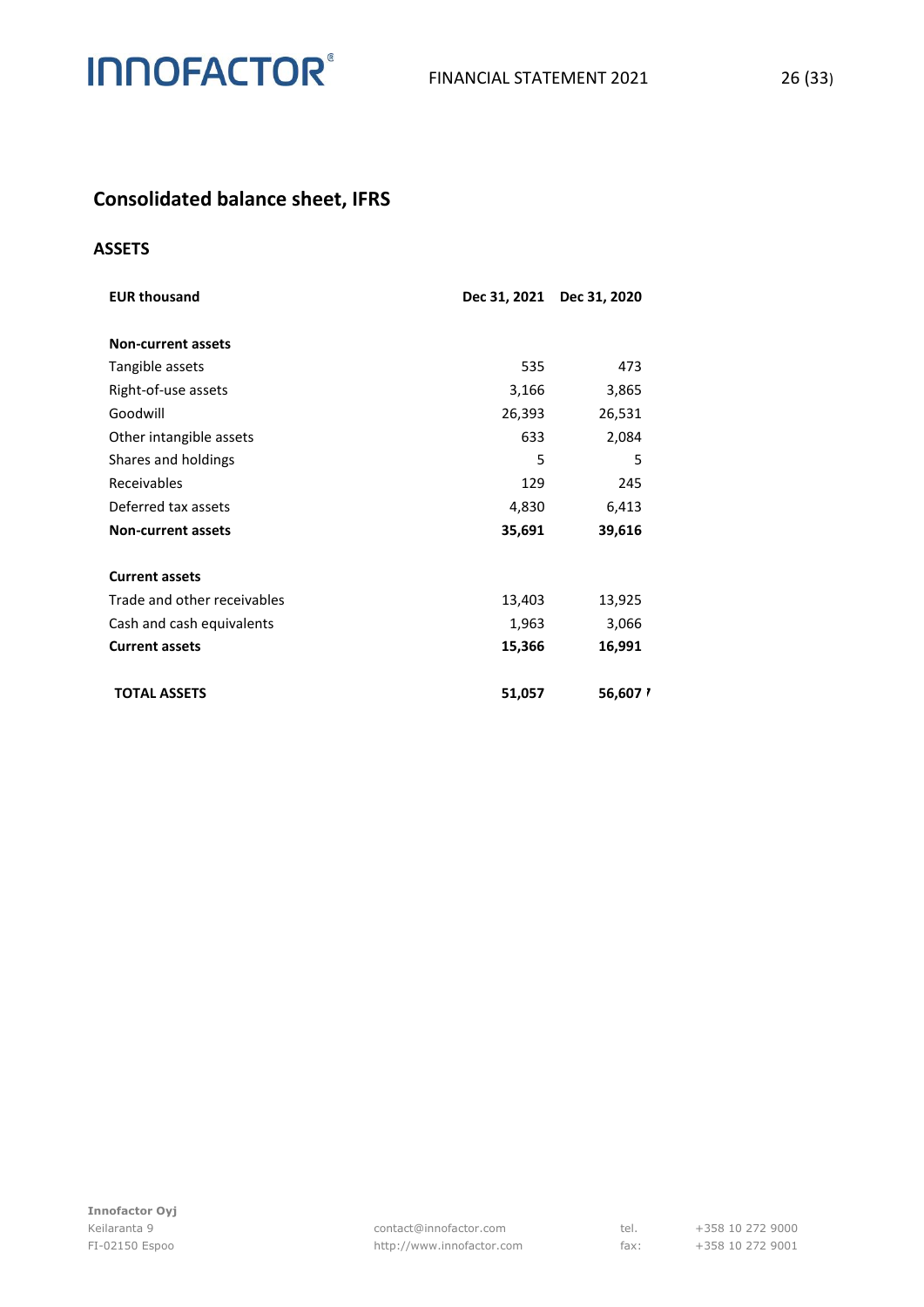## Consolidated balance sheet, IFRS

### ASSETS

| EUR thousand | Dec 31, 2021 | Dec 31, 2020 |
|---|---|---|
| **Non-current assets** | | |
| Tangible assets | 535 | 473 |
| Right-of-use assets | 3,166 | 3,865 |
| Goodwill | 26,393 | 26,531 |
| Other intangible assets | 633 | 2,084 |
| Shares and holdings | 5 | 5 |
| Receivables | 129 | 245 |
| Deferred tax assets | 4,830 | 6,413 |
| **Non-current assets** | **35,691** | **39,616** |
| | | |
| **Current assets** | | |
| Trade and other receivables | 13,403 | 13,925 |
| Cash and cash equivalents | 1,963 | 3,066 |
| **Current assets** | **15,366** | **16,991** |
| | | |
| **TOTAL ASSETS** | **51,057** | **56,607** |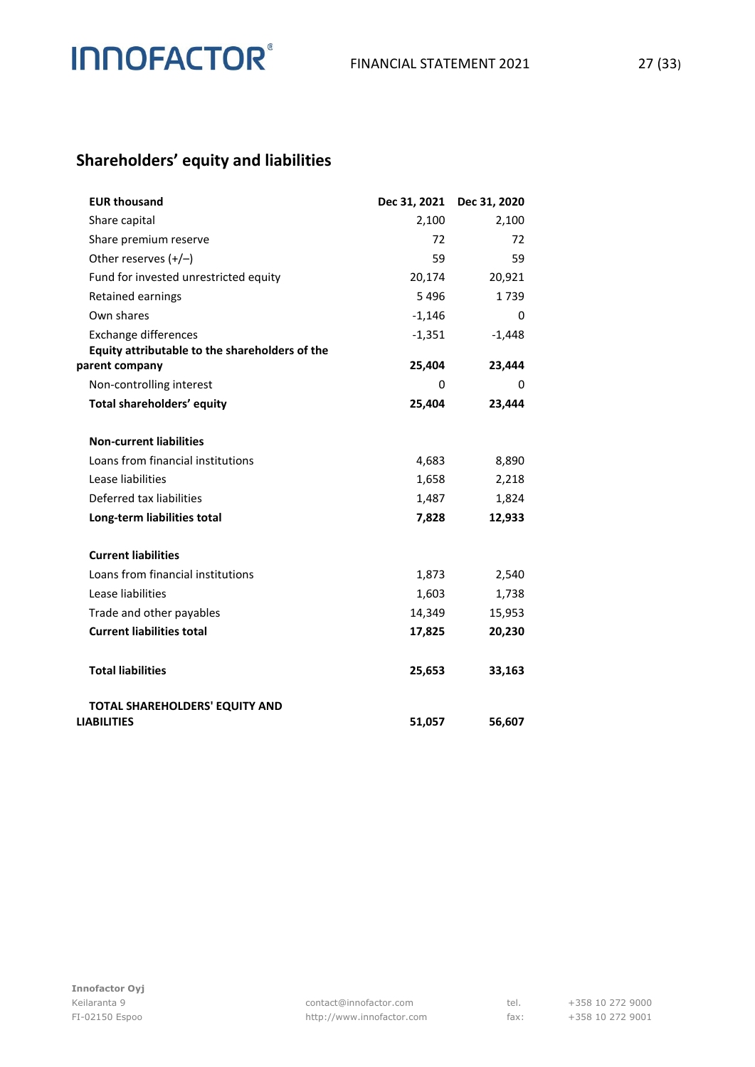## Shareholders' equity and liabilities

| EUR thousand | Dec 31, 2021 | Dec 31, 2020 |
|---|---|---|
| Share capital | 2,100 | 2,100 |
| Share premium reserve | 72 | 72 |
| Other reserves (+/–) | 59 | 59 |
| Fund for invested unrestricted equity | 20,174 | 20,921 |
| Retained earnings | 5 496 | 1 739 |
| Own shares | -1,146 | 0 |
| Exchange differences | -1,351 | -1,448 |
| **Equity attributable to the shareholders of the parent company** | **25,404** | **23,444** |
| Non-controlling interest | 0 | 0 |
| **Total shareholders' equity** | **25,404** | **23,444** |
| | | |
| **Non-current liabilities** | | |
| Loans from financial institutions | 4,683 | 8,890 |
| Lease liabilities | 1,658 | 2,218 |
| Deferred tax liabilities | 1,487 | 1,824 |
| **Long-term liabilities total** | **7,828** | **12,933** |
| | | |
| **Current liabilities** | | |
| Loans from financial institutions | 1,873 | 2,540 |
| Lease liabilities | 1,603 | 1,738 |
| Trade and other payables | 14,349 | 15,953 |
| **Current liabilities total** | **17,825** | **20,230** |
| | | |
| **Total liabilities** | **25,653** | **33,163** |
| | | |
| **TOTAL SHAREHOLDERS' EQUITY AND LIABILITIES** | **51,057** | **56,607** |

**Innofactor Oyj**
Keilaranta 9
FI-02150 Espoo

contact@innofactor.com
http://www.innofactor.com

tel. +358 10 272 9000
fax: +358 10 272 9001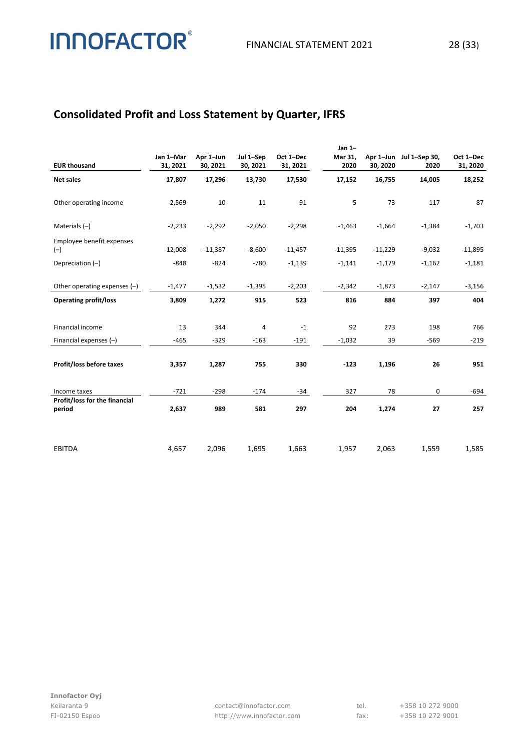## Consolidated Profit and Loss Statement by Quarter, IFRS

| EUR thousand | Jan 1–Mar 31, 2021 | Apr 1–Jun 30, 2021 | Jul 1–Sep 30, 2021 | Oct 1–Dec 31, 2021 | Jan 1–Mar 31, 2020 | Apr 1–Jun 30, 2020 | Jul 1–Sep 30, 2020 | Oct 1–Dec 31, 2020 |
|---|---|---|---|---|---|---|---|---|
| **Net sales** | **17,807** | **17,296** | **13,730** | **17,530** | **17,152** | **16,755** | **14,005** | **18,252** |
| Other operating income | 2,569 | 10 | 11 | 91 | 5 | 73 | 117 | 87 |
| Materials (–) | -2,233 | -2,292 | -2,050 | -2,298 | -1,463 | -1,664 | -1,384 | -1,703 |
| Employee benefit expenses (–) | -12,008 | -11,387 | -8,600 | -11,457 | -11,395 | -11,229 | -9,032 | -11,895 |
| Depreciation (–) | -848 | -824 | -780 | -1,139 | -1,141 | -1,179 | -1,162 | -1,181 |
| Other operating expenses (–) | -1,477 | -1,532 | -1,395 | -2,203 | -2,342 | -1,873 | -2,147 | -3,156 |
| **Operating profit/loss** | **3,809** | **1,272** | **915** | **523** | **816** | **884** | **397** | **404** |
| Financial income | 13 | 344 | 4 | -1 | 92 | 273 | 198 | 766 |
| Financial expenses (–) | -465 | -329 | -163 | -191 | -1,032 | 39 | -569 | -219 |
| **Profit/loss before taxes** | **3,357** | **1,287** | **755** | **330** | **-123** | **1,196** | **26** | **951** |
| Income taxes | -721 | -298 | -174 | -34 | 327 | 78 | 0 | -694 |
| **Profit/loss for the financial period** | **2,637** | **989** | **581** | **297** | **204** | **1,274** | **27** | **257** |
| EBITDA | 4,657 | 2,096 | 1,695 | 1,663 | 1,957 | 2,063 | 1,559 | 1,585 |

**Innofactor Oyj**
Keilaranta 9
FI-02150 Espoo

contact@innofactor.com
http://www.innofactor.com

tel. +358 10 272 9000
fax: +358 10 272 9001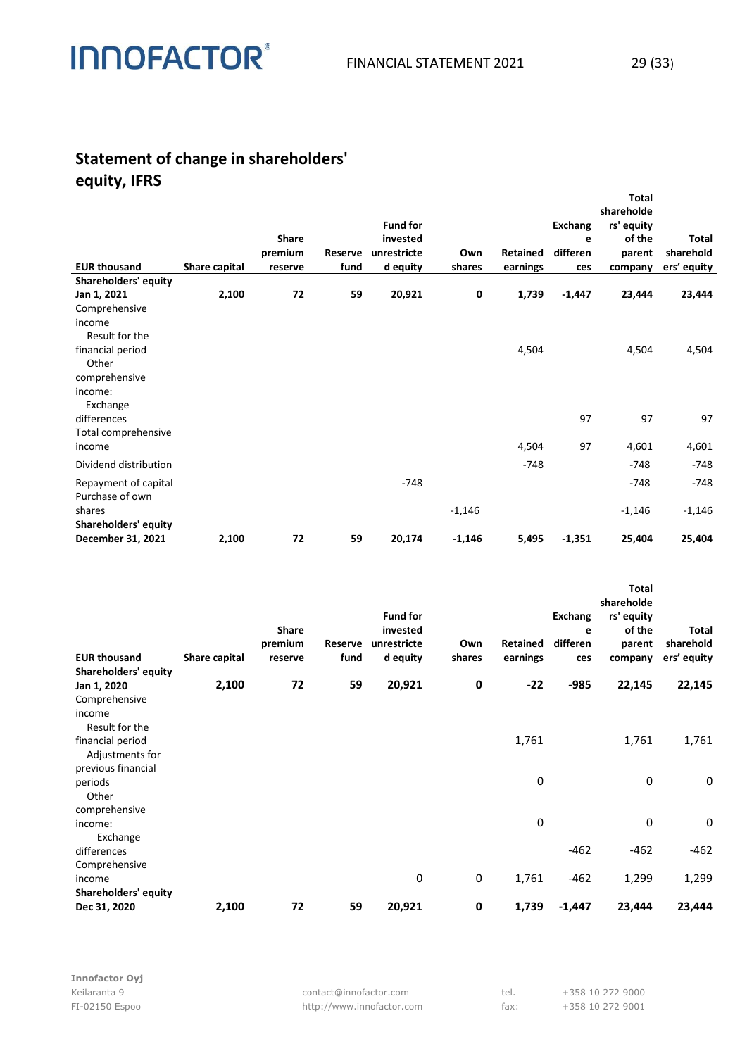## Statement of change in shareholders' equity, IFRS

| EUR thousand | Share capital | Share premium reserve | Reserve fund | Fund for invested unrestricted equity | Own shares | Retained earnings | Exchange differences | Total shareholders' equity of the parent company | Total shareholders' equity |
|---|---|---|---|---|---|---|---|---|---|
| **Shareholders' equity Jan 1, 2021** | **2,100** | **72** | **59** | **20,921** | **0** | **1,739** | **-1,447** | **23,444** | **23,444** |
| Comprehensive income | | | | | | | | | |
| Result for the financial period | | | | | | 4,504 | | 4,504 | 4,504 |
| Other comprehensive income: | | | | | | | | | |
| Exchange differences | | | | | | | 97 | 97 | 97 |
| Total comprehensive income | | | | | | 4,504 | 97 | 4,601 | 4,601 |
| Dividend distribution | | | | | | -748 | | -748 | -748 |
| Repayment of capital | | | | -748 | | | | -748 | -748 |
| Purchase of own shares | | | | | -1,146 | | | -1,146 | -1,146 |
| **Shareholders' equity December 31, 2021** | **2,100** | **72** | **59** | **20,174** | **-1,146** | **5,495** | **-1,351** | **25,404** | **25,404** |

| EUR thousand | Share capital | Share premium reserve | Reserve fund | Fund for invested unrestricted equity | Own shares | Retained earnings | Exchange differences | Total shareholders' equity of the parent company | Total shareholders' equity |
|---|---|---|---|---|---|---|---|---|---|
| **Shareholders' equity Jan 1, 2020** | **2,100** | **72** | **59** | **20,921** | **0** | **-22** | **-985** | **22,145** | **22,145** |
| Comprehensive income | | | | | | | | | |
| Result for the financial period | | | | | | 1,761 | | 1,761 | 1,761 |
| Adjustments for previous financial periods | | | | | | 0 | | 0 | 0 |
| Other comprehensive income: | | | | | | 0 | | 0 | 0 |
| Exchange differences | | | | | | | -462 | -462 | -462 |
| Comprehensive income | | | | 0 | 0 | 1,761 | -462 | 1,299 | 1,299 |
| **Shareholders' equity Dec 31, 2020** | **2,100** | **72** | **59** | **20,921** | **0** | **1,739** | **-1,447** | **23,444** | **23,444** |

**Innofactor Oyj**
Keilaranta 9
FI-02150 Espoo

contact@innofactor.com
http://www.innofactor.com

tel. +358 10 272 9000
fax: +358 10 272 9001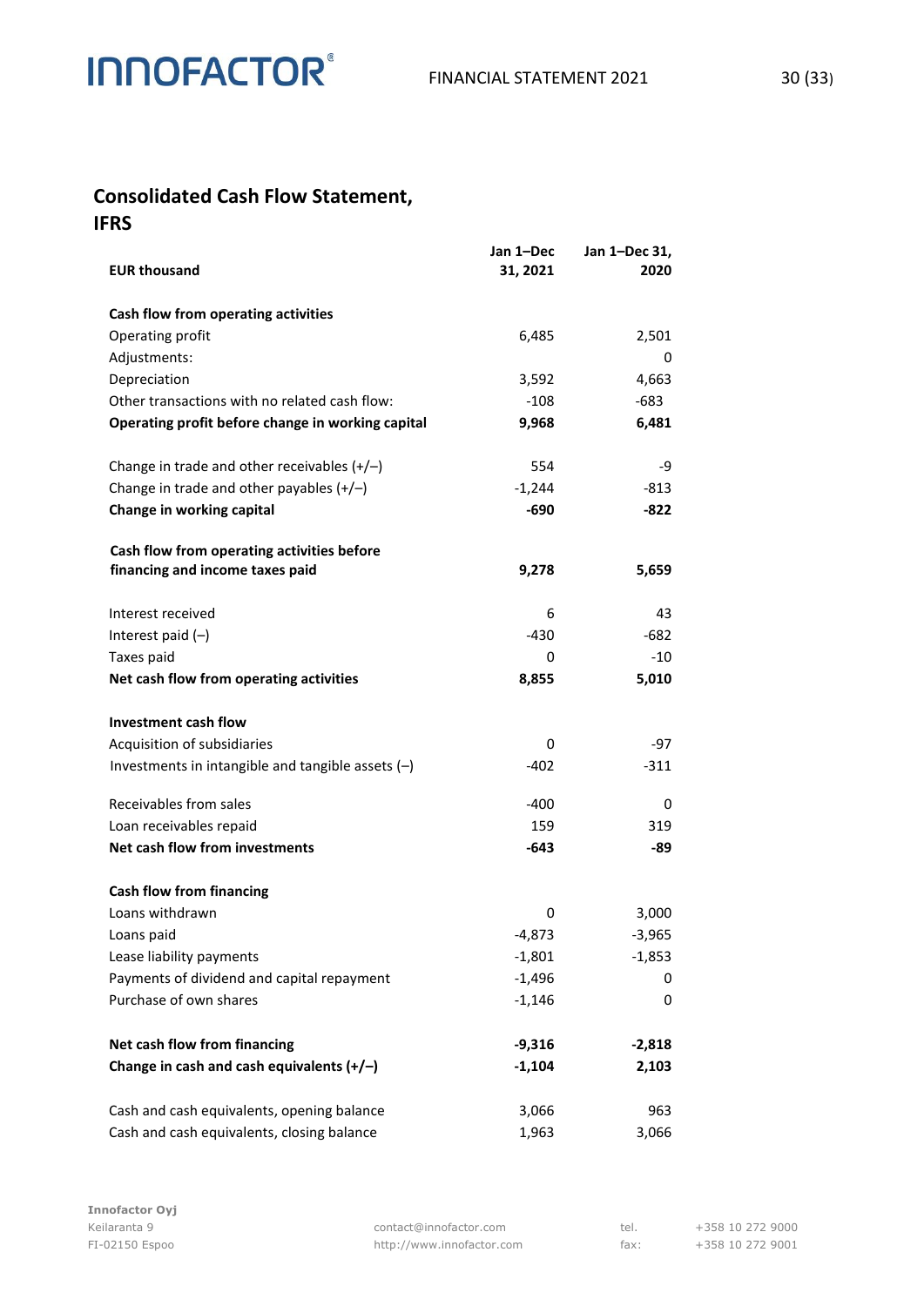## Consolidated Cash Flow Statement, IFRS

| EUR thousand | Jan 1–Dec 31, 2021 | Jan 1–Dec 31, 2020 |
|---|---|---|
| **Cash flow from operating activities** | | |
| Operating profit | 6,485 | 2,501 |
| Adjustments: | | 0 |
| Depreciation | 3,592 | 4,663 |
| Other transactions with no related cash flow: | -108 | -683 |
| **Operating profit before change in working capital** | **9,968** | **6,481** |
| | | |
| Change in trade and other receivables (+/–) | 554 | -9 |
| Change in trade and other payables (+/–) | -1,244 | -813 |
| **Change in working capital** | **-690** | **-822** |
| | | |
| **Cash flow from operating activities before financing and income taxes paid** | **9,278** | **5,659** |
| | | |
| Interest received | 6 | 43 |
| Interest paid (–) | -430 | -682 |
| Taxes paid | 0 | -10 |
| **Net cash flow from operating activities** | **8,855** | **5,010** |
| | | |
| **Investment cash flow** | | |
| Acquisition of subsidiaries | 0 | -97 |
| Investments in intangible and tangible assets (–) | -402 | -311 |
| | | |
| Receivables from sales | -400 | 0 |
| Loan receivables repaid | 159 | 319 |
| **Net cash flow from investments** | **-643** | **-89** |
| | | |
| **Cash flow from financing** | | |
| Loans withdrawn | 0 | 3,000 |
| Loans paid | -4,873 | -3,965 |
| Lease liability payments | -1,801 | -1,853 |
| Payments of dividend and capital repayment | -1,496 | 0 |
| Purchase of own shares | -1,146 | 0 |
| | | |
| **Net cash flow from financing** | **-9,316** | **-2,818** |
| **Change in cash and cash equivalents (+/–)** | **-1,104** | **2,103** |
| | | |
| Cash and cash equivalents, opening balance | 3,066 | 963 |
| Cash and cash equivalents, closing balance | 1,963 | 3,066 |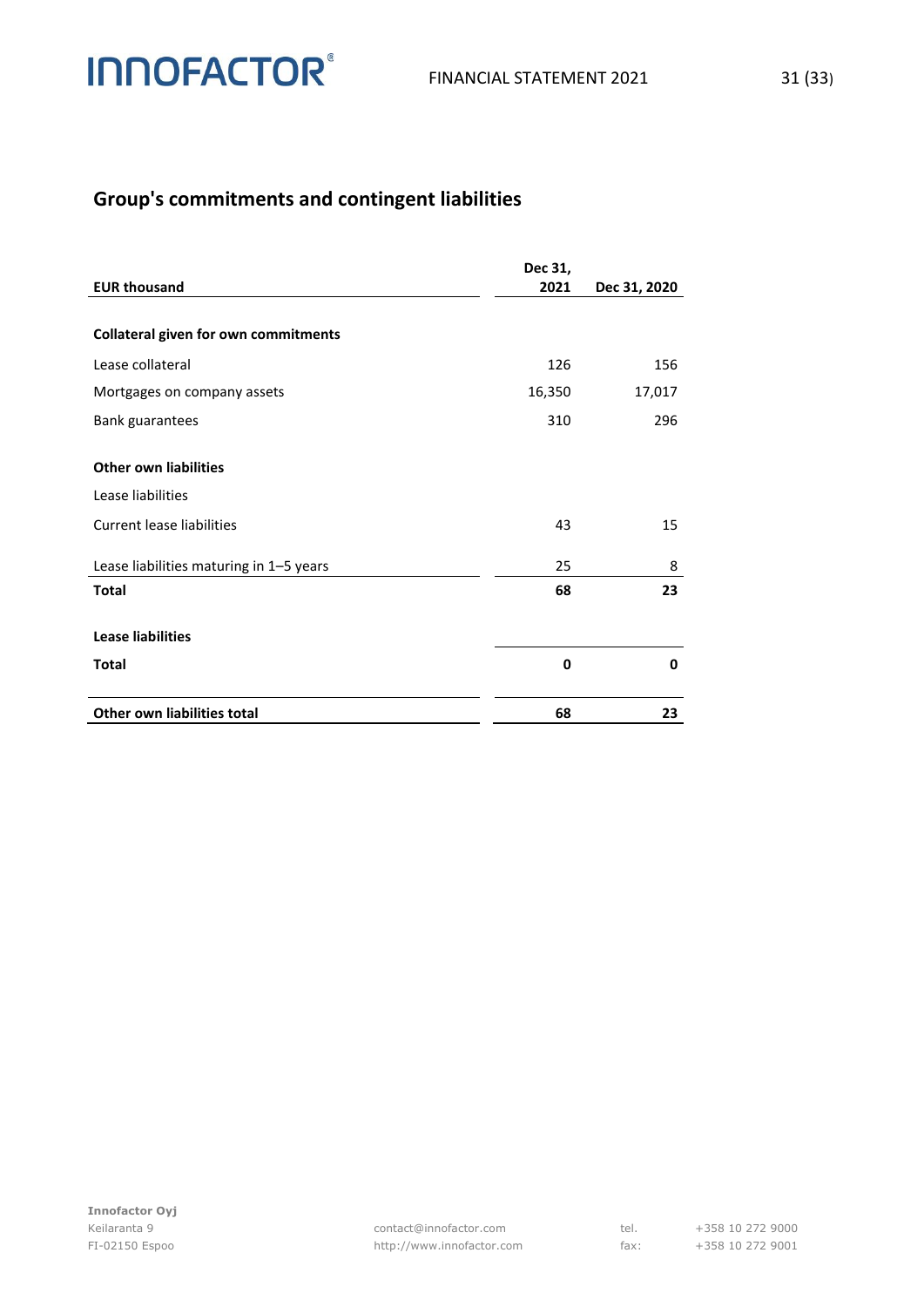## Group's commitments and contingent liabilities

| EUR thousand | Dec 31, 2021 | Dec 31, 2020 |
|---|---|---|
| **Collateral given for own commitments** | | |
| Lease collateral | 126 | 156 |
| Mortgages on company assets | 16,350 | 17,017 |
| Bank guarantees | 310 | 296 |
| **Other own liabilities** | | |
| Lease liabilities | | |
| Current lease liabilities | 43 | 15 |
| Lease liabilities maturing in 1–5 years | 25 | 8 |
| **Total** | **68** | **23** |
| **Lease liabilities** | | |
| **Total** | **0** | **0** |
| **Other own liabilities total** | **68** | **23** |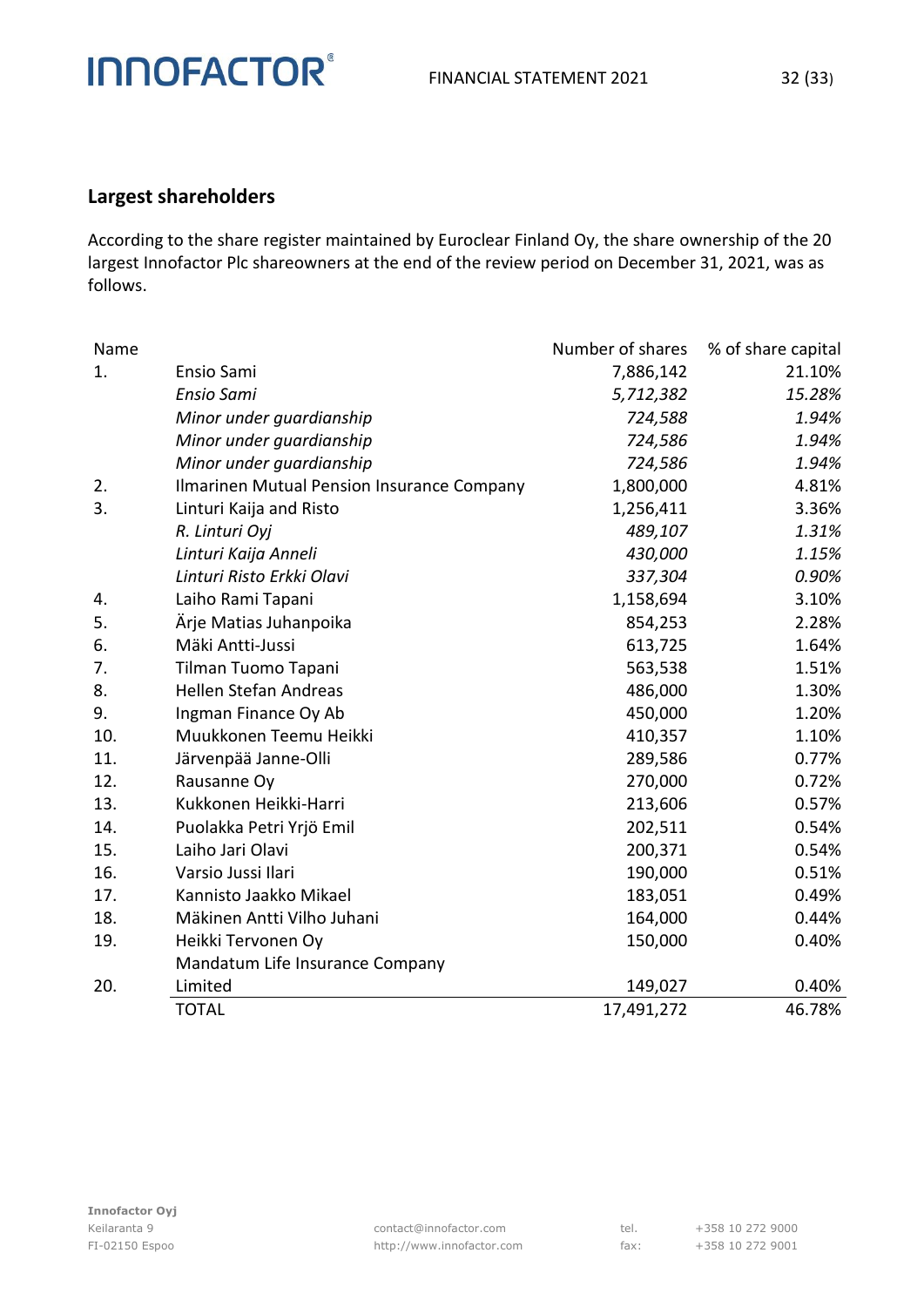## Largest shareholders

According to the share register maintained by Euroclear Finland Oy, the share ownership of the 20 largest Innofactor Plc shareowners at the end of the review period on December 31, 2021, was as follows.

| Name | | Number of shares | % of share capital |
|---|---|---|---|
| 1. | Ensio Sami | 7,886,142 | 21.10% |
| | *Ensio Sami* | *5,712,382* | *15.28%* |
| | *Minor under guardianship* | *724,588* | *1.94%* |
| | *Minor under guardianship* | *724,586* | *1.94%* |
| | *Minor under guardianship* | *724,586* | *1.94%* |
| 2. | Ilmarinen Mutual Pension Insurance Company | 1,800,000 | 4.81% |
| 3. | Linturi Kaija and Risto | 1,256,411 | 3.36% |
| | *R. Linturi Oyj* | *489,107* | *1.31%* |
| | *Linturi Kaija Anneli* | *430,000* | *1.15%* |
| | *Linturi Risto Erkki Olavi* | *337,304* | *0.90%* |
| 4. | Laiho Rami Tapani | 1,158,694 | 3.10% |
| 5. | Ärje Matias Juhanpoika | 854,253 | 2.28% |
| 6. | Mäki Antti-Jussi | 613,725 | 1.64% |
| 7. | Tilman Tuomo Tapani | 563,538 | 1.51% |
| 8. | Hellen Stefan Andreas | 486,000 | 1.30% |
| 9. | Ingman Finance Oy Ab | 450,000 | 1.20% |
| 10. | Muukkonen Teemu Heikki | 410,357 | 1.10% |
| 11. | Järvenpää Janne-Olli | 289,586 | 0.77% |
| 12. | Rausanne Oy | 270,000 | 0.72% |
| 13. | Kukkonen Heikki-Harri | 213,606 | 0.57% |
| 14. | Puolakka Petri Yrjö Emil | 202,511 | 0.54% |
| 15. | Laiho Jari Olavi | 200,371 | 0.54% |
| 16. | Varsio Jussi Ilari | 190,000 | 0.51% |
| 17. | Kannisto Jaakko Mikael | 183,051 | 0.49% |
| 18. | Mäkinen Antti Vilho Juhani | 164,000 | 0.44% |
| 19. | Heikki Tervonen Oy | 150,000 | 0.40% |
| 20. | Mandatum Life Insurance Company Limited | 149,027 | 0.40% |
| | TOTAL | 17,491,272 | 46.78% |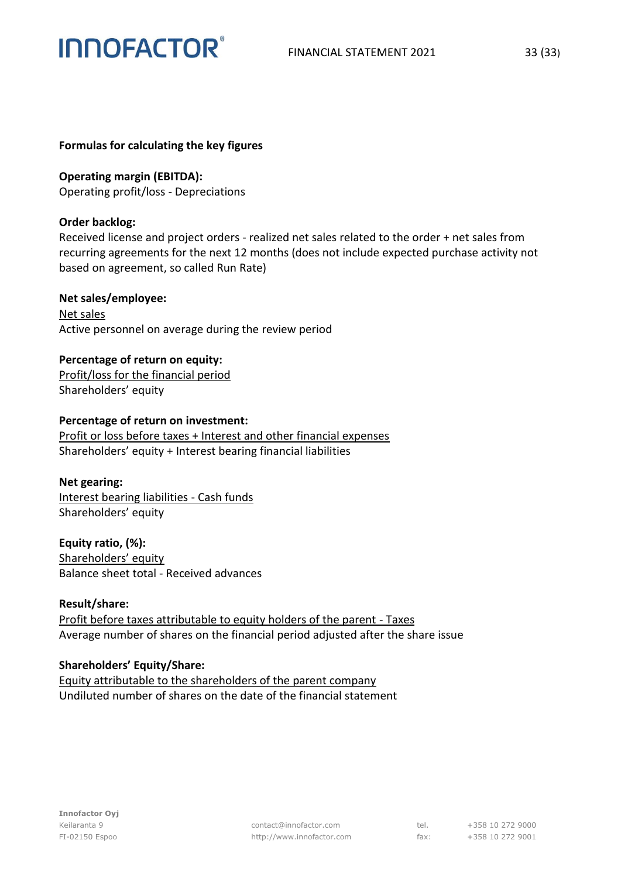**Formulas for calculating the key figures**

**Operating margin (EBITDA):**
Operating profit/loss - Depreciations

**Order backlog:**
Received license and project orders - realized net sales related to the order + net sales from recurring agreements for the next 12 months (does not include expected purchase activity not based on agreement, so called Run Rate)

**Net sales/employee:**

$$\frac{\text{Net sales}}{\text{Active personnel on average during the review period}}$$

**Percentage of return on equity:**

$$\frac{\text{Profit/loss for the financial period}}{\text{Shareholders' equity}}$$

**Percentage of return on investment:**

$$\frac{\text{Profit or loss before taxes + Interest and other financial expenses}}{\text{Shareholders' equity + Interest bearing financial liabilities}}$$

**Net gearing:**

$$\frac{\text{Interest bearing liabilities - Cash funds}}{\text{Shareholders' equity}}$$

**Equity ratio, (%):**

$$\frac{\text{Shareholders' equity}}{\text{Balance sheet total - Received advances}}$$

**Result/share:**

$$\frac{\text{Profit before taxes attributable to equity holders of the parent - Taxes}}{\text{Average number of shares on the financial period adjusted after the share issue}}$$

**Shareholders' Equity/Share:**

$$\frac{\text{Equity attributable to the shareholders of the parent company}}{\text{Undiluted number of shares on the date of the financial statement}}$$

**Innofactor Oyj**
Keilaranta 9
FI-02150 Espoo

contact@innofactor.com
http://www.innofactor.com

tel. +358 10 272 9000
fax: +358 10 272 9001